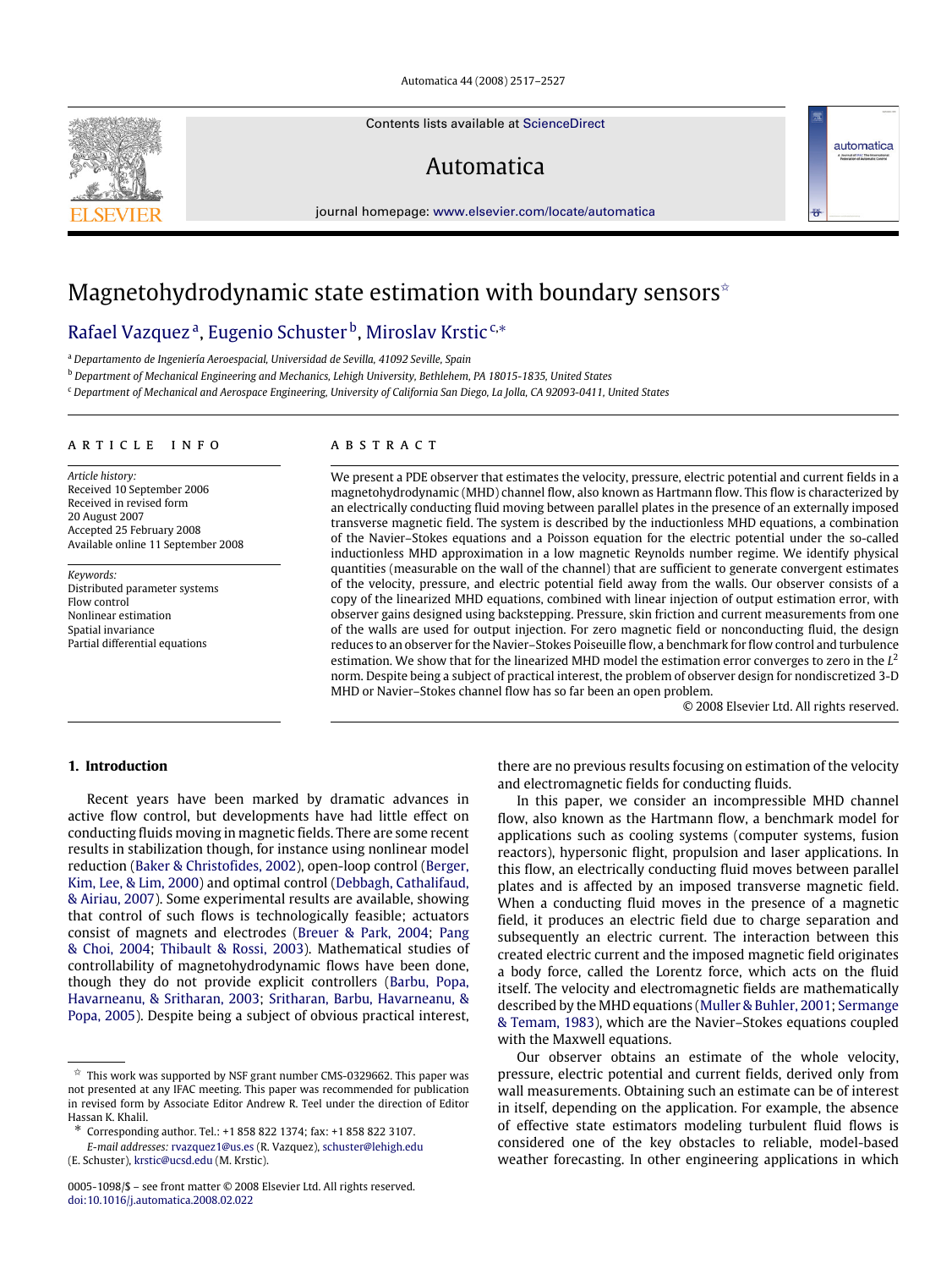# Magnetohydrodynamic state estimation with boundary sensors[☆]

Rafael Vazquez[a], Eugenio Schuster[b], Miroslav Krstic[c,*]

[a] Departamento de Ingeniería Aeroespacial, Universidad de Sevilla, 41092 Seville, Spain

[b] Department of Mechanical Engineering and Mechanics, Lehigh University, Bethlehem, PA 18015-1835, United States

[c] Department of Mechanical and Aerospace Engineering, University of California San Diego, La Jolla, CA 92093-0411, United States

## ARTICLE INFO

*Article history:*
Received 10 September 2006
Received in revised form
20 August 2007
Accepted 25 February 2008
Available online 11 September 2008

*Keywords:*
Distributed parameter systems
Flow control
Nonlinear estimation
Spatial invariance
Partial differential equations

## ABSTRACT

We present a PDE observer that estimates the velocity, pressure, electric potential and current fields in a magnetohydrodynamic (MHD) channel flow, also known as Hartmann flow. This flow is characterized by an electrically conducting fluid moving between parallel plates in the presence of an externally imposed transverse magnetic field. The system is described by the inductionless MHD equations, a combination of the Navier–Stokes equations and a Poisson equation for the electric potential under the so-called inductionless MHD approximation in a low magnetic Reynolds number regime. We identify physical quantities (measurable on the wall of the channel) that are sufficient to generate convergent estimates of the velocity, pressure, and electric potential field away from the walls. Our observer consists of a copy of the linearized MHD equations, combined with linear injection of output estimation error, with observer gains designed using backstepping. Pressure, skin friction and current measurements from one of the walls are used for output injection. For zero magnetic field or nonconducting fluid, the design reduces to an observer for the Navier–Stokes Poiseuille flow, a benchmark for flow control and turbulence estimation. We show that for the linearized MHD model the estimation error converges to zero in the $L^2$ norm. Despite being a subject of practical interest, the problem of observer design for nondiscretized 3-D MHD or Navier–Stokes channel flow has so far been an open problem.

© 2008 Elsevier Ltd. All rights reserved.

## 1. Introduction

Recent years have been marked by dramatic advances in active flow control, but developments have had little effect on conducting fluids moving in magnetic fields. There are some recent results in stabilization though, for instance using nonlinear model reduction (Baker & Christofides, 2002), open-loop control (Berger, Kim, Lee, & Lim, 2000) and optimal control (Debbagh, Cathalifaud, & Airiau, 2007). Some experimental results are available, showing that control of such flows is technologically feasible; actuators consist of magnets and electrodes (Breuer & Park, 2004; Pang & Choi, 2004; Thibault & Rossi, 2003). Mathematical studies of controllability of magnetohydrodynamic flows have been done, though they do not provide explicit controllers (Barbu, Popa, Havarneanu, & Sritharan, 2003; Sritharan, Barbu, Havarneanu, & Popa, 2005). Despite being a subject of obvious practical interest, there are no previous results focusing on estimation of the velocity and electromagnetic fields for conducting fluids.

In this paper, we consider an incompressible MHD channel flow, also known as the Hartmann flow, a benchmark model for applications such as cooling systems (computer systems, fusion reactors), hypersonic flight, propulsion and laser applications. In this flow, an electrically conducting fluid moves between parallel plates and is affected by an imposed transverse magnetic field. When a conducting fluid moves in the presence of a magnetic field, it produces an electric field due to charge separation and subsequently an electric current. The interaction between this created electric current and the imposed magnetic field originates a body force, called the Lorentz force, which acts on the fluid itself. The velocity and electromagnetic fields are mathematically described by the MHD equations (Muller & Buhler, 2001; Sermange & Temam, 1983), which are the Navier–Stokes equations coupled with the Maxwell equations.

Our observer obtains an estimate of the whole velocity, pressure, electric potential and current fields, derived only from wall measurements. Obtaining such an estimate can be of interest in itself, depending on the application. For example, the absence of effective state estimators modeling turbulent fluid flows is considered one of the key obstacles to reliable, model-based weather forecasting. In other engineering applications in which

---

[☆] This work was supported by NSF grant number CMS-0329662. This paper was not presented at any IFAC meeting. This paper was recommended for publication in revised form by Associate Editor Andrew R. Teel under the direction of Editor Hassan K. Khalil.

[*] Corresponding author. Tel.: +1 858 822 1374; fax: +1 858 822 3107.
*E-mail addresses:* rvazquez1@us.es (R. Vazquez), schuster@lehigh.edu (E. Schuster), krstic@ucsd.edu (M. Krstic).

0005-1098/$ – see front matter © 2008 Elsevier Ltd. All rights reserved.
doi:10.1016/j.automatica.2008.02.022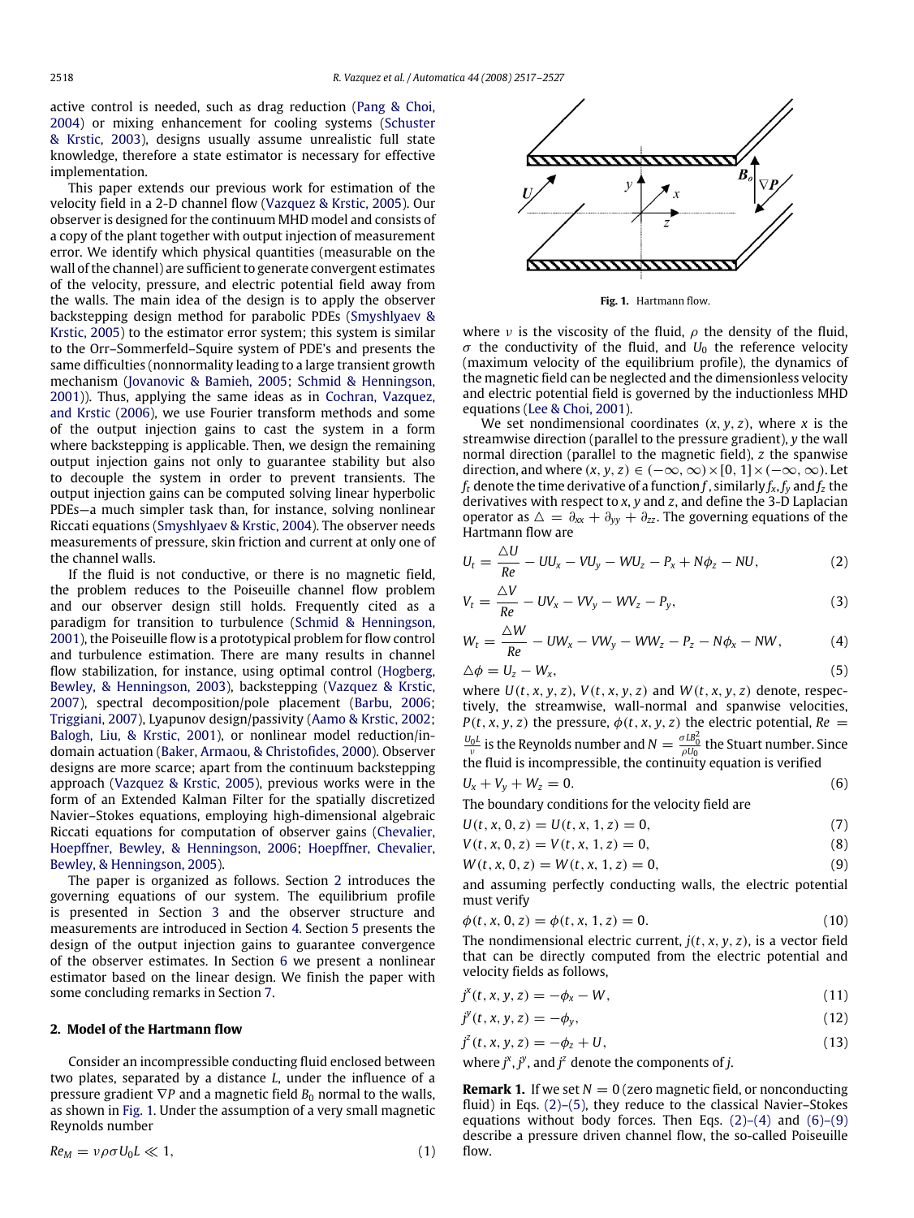active control is needed, such as drag reduction (Pang & Choi, 2004) or mixing enhancement for cooling systems (Schuster & Krstic, 2003), designs usually assume unrealistic full state knowledge, therefore a state estimator is necessary for effective implementation.

This paper extends our previous work for estimation of the velocity field in a 2-D channel flow (Vazquez & Krstic, 2005). Our observer is designed for the continuum MHD model and consists of a copy of the plant together with output injection of measurement error. We identify which physical quantities (measurable on the wall of the channel) are sufficient to generate convergent estimates of the velocity, pressure, and electric potential field away from the walls. The main idea of the design is to apply the observer backstepping design method for parabolic PDEs (Smyshlyaev & Krstic, 2005) to the estimator error system; this system is similar to the Orr–Sommerfeld–Squire system of PDE's and presents the same difficulties (nonnormality leading to a large transient growth mechanism (Jovanovic & Bamieh, 2005; Schmid & Henningson, 2001)). Thus, applying the same ideas as in Cochran, Vazquez, and Krstic (2006), we use Fourier transform methods and some of the output injection gains to cast the system in a form where backstepping is applicable. Then, we design the remaining output injection gains not only to guarantee stability but also to decouple the system in order to prevent transients. The output injection gains can be computed solving linear hyperbolic PDEs—a much simpler task than, for instance, solving nonlinear Riccati equations (Smyshlyaev & Krstic, 2004). The observer needs measurements of pressure, skin friction and current at only one of the channel walls.

If the fluid is not conductive, or there is no magnetic field, the problem reduces to the Poiseuille channel flow problem and our observer design still holds. Frequently cited as a paradigm for transition to turbulence (Schmid & Henningson, 2001), the Poiseuille flow is a prototypical problem for flow control and turbulence estimation. There are many results in channel flow stabilization, for instance, using optimal control (Hogberg, Bewley, & Henningson, 2003), backstepping (Vazquez & Krstic, 2007), spectral decomposition/pole placement (Barbu, 2006; Triggiani, 2007), Lyapunov design/passivity (Aamo & Krstic, 2002; Balogh, Liu, & Krstic, 2001), or nonlinear model reduction/in-domain actuation (Baker, Armaou, & Christofides, 2000). Observer designs are more scarce; apart from the continuum backstepping approach (Vazquez & Krstic, 2005), previous works were in the form of an Extended Kalman Filter for the spatially discretized Navier–Stokes equations, employing high-dimensional algebraic Riccati equations for computation of observer gains (Chevalier, Hoepffner, Bewley, & Henningson, 2006; Hoepffner, Chevalier, Bewley, & Henningson, 2005).

The paper is organized as follows. Section 2 introduces the governing equations of our system. The equilibrium profile is presented in Section 3 and the observer structure and measurements are introduced in Section 4. Section 5 presents the design of the output injection gains to guarantee convergence of the observer estimates. In Section 6 we present a nonlinear estimator based on the linear design. We finish the paper with some concluding remarks in Section 7.

## 2. Model of the Hartmann flow

Consider an incompressible conducting fluid enclosed between two plates, separated by a distance $L$, under the influence of a pressure gradient $\nabla P$ and a magnetic field $B_0$ normal to the walls, as shown in Fig. 1. Under the assumption of a very small magnetic Reynolds number

$$Re_M = \nu\rho\sigma U_0 L \ll 1, \tag{1}$$

**Fig. 1.** Hartmann flow.

where $\nu$ is the viscosity of the fluid, $\rho$ the density of the fluid, $\sigma$ the conductivity of the fluid, and $U_0$ the reference velocity (maximum velocity of the equilibrium profile), the dynamics of the magnetic field can be neglected and the dimensionless velocity and electric potential field is governed by the inductionless MHD equations (Lee & Choi, 2001).

We set nondimensional coordinates $(x, y, z)$, where $x$ is the streamwise direction (parallel to the pressure gradient), $y$ the wall normal direction (parallel to the magnetic field), $z$ the spanwise direction, and where $(x, y, z) \in (-\infty, \infty) \times [0, 1] \times (-\infty, \infty)$. Let $f_t$ denote the time derivative of a function $f$, similarly $f_x$, $f_y$ and $f_z$ the derivatives with respect to $x$, $y$ and $z$, and define the 3-D Laplacian operator as $\triangle = \partial_{xx} + \partial_{yy} + \partial_{zz}$. The governing equations of the Hartmann flow are

$$U_t = \frac{\triangle U}{Re} - UU_x - VU_y - WU_z - P_x + N\phi_z - NU, \tag{2}$$

$$V_t = \frac{\triangle V}{Re} - UV_x - VV_y - WV_z - P_y, \tag{3}$$

$$W_t = \frac{\triangle W}{Re} - UW_x - VW_y - WW_z - P_z - N\phi_x - NW, \tag{4}$$

$$\triangle \phi = U_z - W_x, \tag{5}$$

where $U(t, x, y, z)$, $V(t, x, y, z)$ and $W(t, x, y, z)$ denote, respectively, the streamwise, wall-normal and spanwise velocities, $P(t, x, y, z)$ the pressure, $\phi(t, x, y, z)$ the electric potential, $Re = \frac{U_0 L}{\nu}$ is the Reynolds number and $N = \frac{\sigma L B_0^2}{\rho U_0}$ the Stuart number. Since the fluid is incompressible, the continuity equation is verified

$$U_x + V_y + W_z = 0. \tag{6}$$

The boundary conditions for the velocity field are

$$U(t, x, 0, z) = U(t, x, 1, z) = 0, \tag{7}$$

$$V(t, x, 0, z) = V(t, x, 1, z) = 0, \tag{8}$$

$$W(t, x, 0, z) = W(t, x, 1, z) = 0, \tag{9}$$

and assuming perfectly conducting walls, the electric potential must verify

$$\phi(t, x, 0, z) = \phi(t, x, 1, z) = 0. \tag{10}$$

The nondimensional electric current, $j(t, x, y, z)$, is a vector field that can be directly computed from the electric potential and velocity fields as follows,

$$j^x(t, x, y, z) = -\phi_x - W, \tag{11}$$

$$j^y(t, x, y, z) = -\phi_y, \tag{12}$$

$$j^z(t, x, y, z) = -\phi_z + U, \tag{13}$$

where $j^x$, $j^y$, and $j^z$ denote the components of $j$.

**Remark 1.** If we set $N = 0$ (zero magnetic field, or nonconducting fluid) in Eqs. (2)–(5), they reduce to the classical Navier–Stokes equations without body forces. Then Eqs. (2)–(4) and (6)–(9) describe a pressure driven channel flow, the so-called Poiseuille flow.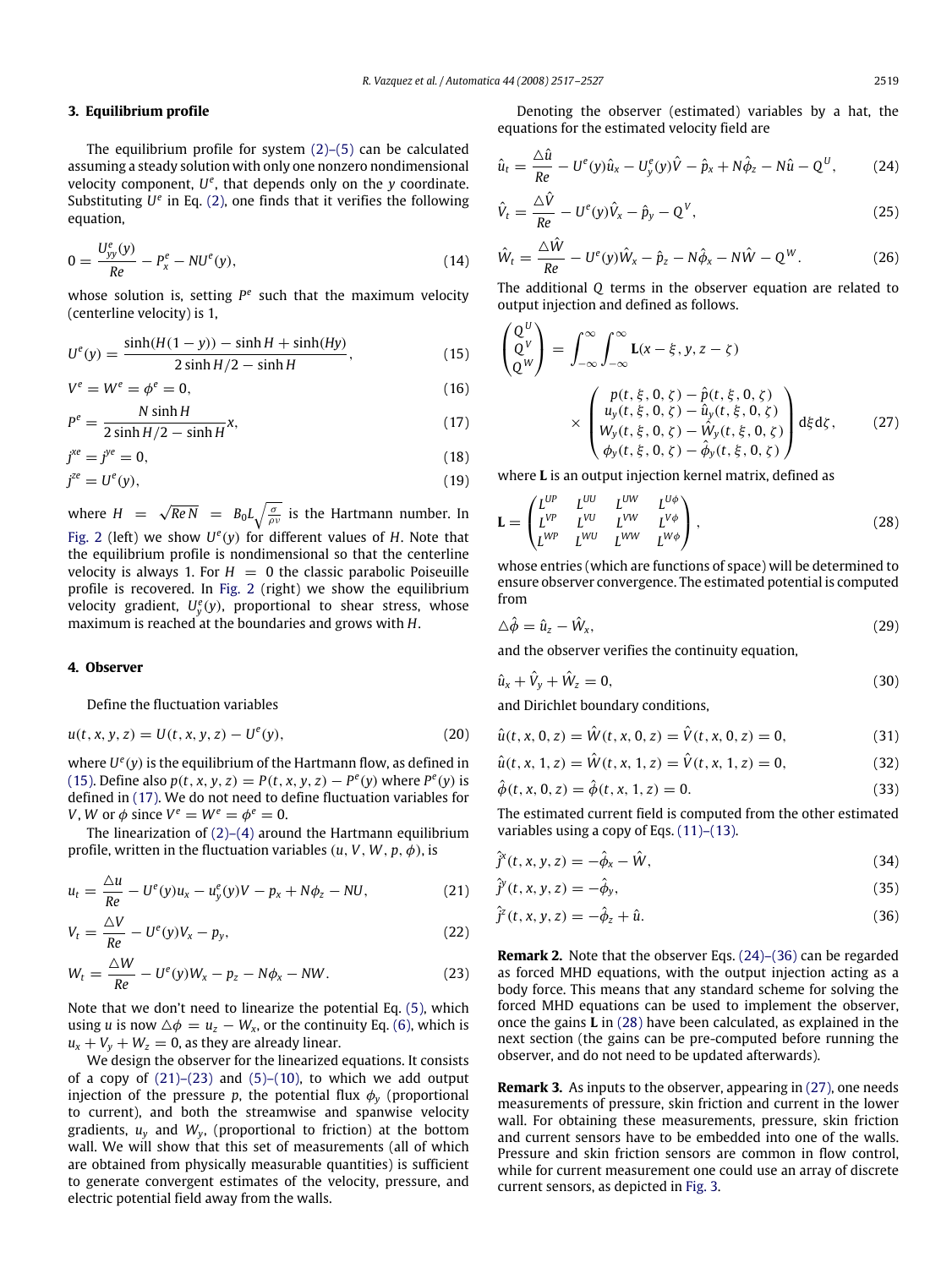## 3. Equilibrium profile

The equilibrium profile for system (2)–(5) can be calculated assuming a steady solution with only one nonzero nondimensional velocity component, $U^e$, that depends only on the $y$ coordinate. Substituting $U^e$ in Eq. (2), one finds that it verifies the following equation,

$$0 = \frac{U^e_{yy}(y)}{Re} - P^e_x - NU^e(y), \tag{14}$$

whose solution is, setting $P^e$ such that the maximum velocity (centerline velocity) is 1,

$$U^e(y) = \frac{\sinh(H(1-y)) - \sinh H + \sinh(Hy)}{2\sinh H/2 - \sinh H}, \tag{15}$$

$$V^e = W^e = \phi^e = 0, \tag{16}$$

$$P^e = \frac{N \sinh H}{2\sinh H/2 - \sinh H} x, \tag{17}$$

$$j^{xe} = j^{ye} = 0, \tag{18}$$

$$j^{ze} = U^e(y), \tag{19}$$

where $H = \sqrt{Re\,N} = B_0 L \sqrt{\frac{\sigma}{\rho\nu}}$ is the Hartmann number. In Fig. 2 (left) we show $U^e(y)$ for different values of $H$. Note that the equilibrium profile is nondimensional so that the centerline velocity is always 1. For $H = 0$ the classic parabolic Poiseuille profile is recovered. In Fig. 2 (right) we show the equilibrium velocity gradient, $U^e_y(y)$, proportional to shear stress, whose maximum is reached at the boundaries and grows with $H$.

## 4. Observer

Define the fluctuation variables

$$u(t, x, y, z) = U(t, x, y, z) - U^e(y), \tag{20}$$

where $U^e(y)$ is the equilibrium of the Hartmann flow, as defined in (15). Define also $p(t, x, y, z) = P(t, x, y, z) - P^e(y)$ where $P^e(y)$ is defined in (17). We do not need to define fluctuation variables for $V$, $W$ or $\phi$ since $V^e = W^e = \phi^e = 0$.

The linearization of (2)–(4) around the Hartmann equilibrium profile, written in the fluctuation variables $(u, V, W, p, \phi)$, is

$$u_t = \frac{\triangle u}{Re} - U^e(y)u_x - u^e_y(y)V - p_x + N\phi_z - NU, \tag{21}$$

$$V_t = \frac{\triangle V}{Re} - U^e(y)V_x - p_y, \tag{22}$$

$$W_t = \frac{\triangle W}{Re} - U^e(y)W_x - p_z - N\phi_x - NW. \tag{23}$$

Note that we don't need to linearize the potential Eq. (5), which using $u$ is now $\triangle\phi = u_z - W_x$, or the continuity Eq. (6), which is $u_x + V_y + W_z = 0$, as they are already linear.

We design the observer for the linearized equations. It consists of a copy of (21)–(23) and (5)–(10), to which we add output injection of the pressure $p$, the potential flux $\phi_y$ (proportional to current), and both the streamwise and spanwise velocity gradients, $u_y$ and $W_y$, (proportional to friction) at the bottom wall. We will show that this set of measurements (all of which are obtained from physically measurable quantities) is sufficient to generate convergent estimates of the velocity, pressure, and electric potential field away from the walls.

Denoting the observer (estimated) variables by a hat, the equations for the estimated velocity field are

$$\hat{u}_t = \frac{\triangle\hat{u}}{Re} - U^e(y)\hat{u}_x - U^e_y(y)\hat{V} - \hat{p}_x + N\hat{\phi}_z - N\hat{u} - Q^U, \tag{24}$$

$$\hat{V}_t = \frac{\triangle\hat{V}}{Re} - U^e(y)\hat{V}_x - \hat{p}_y - Q^V, \tag{25}$$

$$\hat{W}_t = \frac{\triangle\hat{W}}{Re} - U^e(y)\hat{W}_x - \hat{p}_z - N\hat{\phi}_x - N\hat{W} - Q^W. \tag{26}$$

The additional $Q$ terms in the observer equation are related to output injection and defined as follows.

$$\begin{pmatrix} Q^U \\ Q^V \\ Q^W \end{pmatrix} = \int_{-\infty}^{\infty}\int_{-\infty}^{\infty} \mathbf{L}(x-\xi, y, z-\zeta) \times \begin{pmatrix} p(t,\xi,0,\zeta) - \hat{p}(t,\xi,0,\zeta) \\ u_y(t,\xi,0,\zeta) - \hat{u}_y(t,\xi,0,\zeta) \\ W_y(t,\xi,0,\zeta) - \hat{W}_y(t,\xi,0,\zeta) \\ \phi_y(t,\xi,0,\zeta) - \hat{\phi}_y(t,\xi,0,\zeta) \end{pmatrix} \mathrm{d}\xi\mathrm{d}\zeta, \tag{27}$$

where $\mathbf{L}$ is an output injection kernel matrix, defined as

$$\mathbf{L} = \begin{pmatrix} L^{UP} & L^{UU} & L^{UW} & L^{U\phi} \\ L^{VP} & L^{VU} & L^{VW} & L^{V\phi} \\ L^{WP} & L^{WU} & L^{WW} & L^{W\phi} \end{pmatrix}, \tag{28}$$

whose entries (which are functions of space) will be determined to ensure observer convergence. The estimated potential is computed from

$$\triangle\hat{\phi} = \hat{u}_z - \hat{W}_x, \tag{29}$$

and the observer verifies the continuity equation,

$$\hat{u}_x + \hat{V}_y + \hat{W}_z = 0, \tag{30}$$

and Dirichlet boundary conditions,

$$\hat{u}(t, x, 0, z) = \hat{W}(t, x, 0, z) = \hat{V}(t, x, 0, z) = 0, \tag{31}$$

$$\hat{u}(t, x, 1, z) = \hat{W}(t, x, 1, z) = \hat{V}(t, x, 1, z) = 0, \tag{32}$$

$$\hat{\phi}(t, x, 0, z) = \hat{\phi}(t, x, 1, z) = 0. \tag{33}$$

The estimated current field is computed from the other estimated variables using a copy of Eqs. (11)–(13).

$$\hat{j}^x(t, x, y, z) = -\hat{\phi}_x - \hat{W}, \tag{34}$$

$$\hat{j}^y(t, x, y, z) = -\hat{\phi}_y, \tag{35}$$

$$\hat{j}^z(t, x, y, z) = -\hat{\phi}_z + \hat{u}. \tag{36}$$

**Remark 2.** Note that the observer Eqs. (24)–(36) can be regarded as forced MHD equations, with the output injection acting as a body force. This means that any standard scheme for solving the forced MHD equations can be used to implement the observer, once the gains $\mathbf{L}$ in (28) have been calculated, as explained in the next section (the gains can be pre-computed before running the observer, and do not need to be updated afterwards).

**Remark 3.** As inputs to the observer, appearing in (27), one needs measurements of pressure, skin friction and current in the lower wall. For obtaining these measurements, pressure, skin friction and current sensors have to be embedded into one of the walls. Pressure and skin friction sensors are common in flow control, while for current measurement one could use an array of discrete current sensors, as depicted in Fig. 3.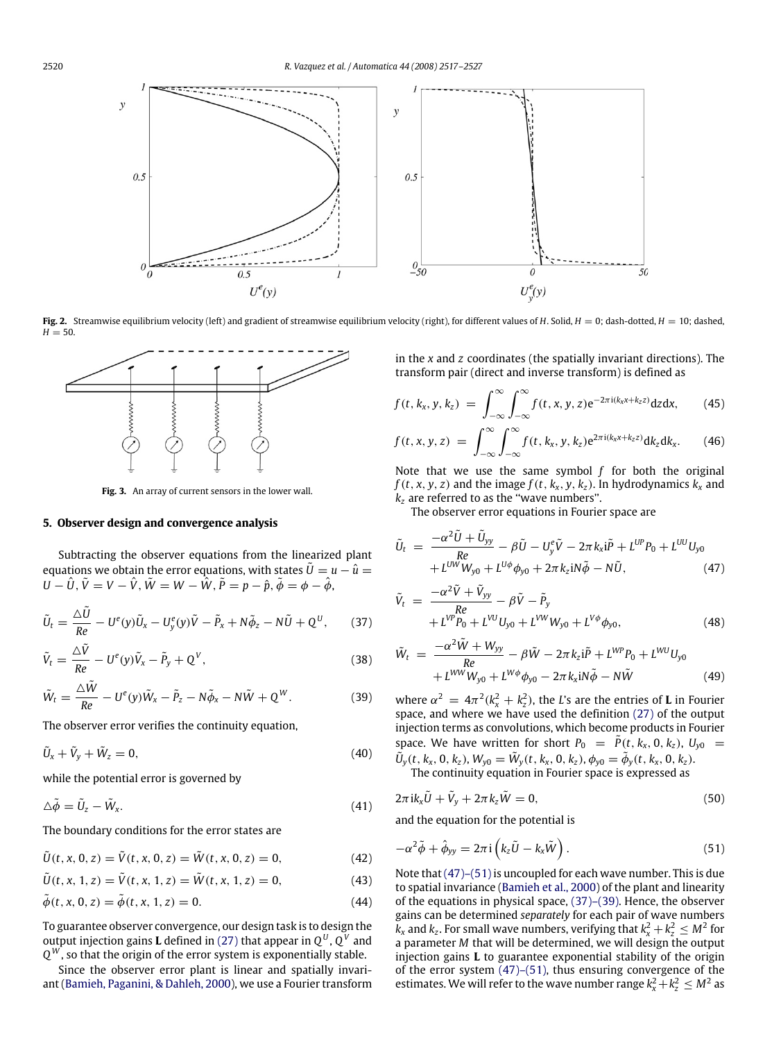**Fig. 2.** Streamwise equilibrium velocity (left) and gradient of streamwise equilibrium velocity (right), for different values of $H$. Solid, $H = 0$; dash-dotted, $H = 10$; dashed, $H = 50$.

**Fig. 3.** An array of current sensors in the lower wall.

## 5. Observer design and convergence analysis

Subtracting the observer equations from the linearized plant equations we obtain the error equations, with states $\tilde{U} = u - \hat{u} = U - \hat{U}$, $\tilde{V} = V - \hat{V}$, $\tilde{W} = W - \hat{W}$, $\tilde{P} = p - \hat{p}$, $\tilde{\phi} = \phi - \hat{\phi}$,

$$\tilde{U}_t = \frac{\triangle \tilde{U}}{Re} - U^e(y)\tilde{U}_x - U^e_y(y)\tilde{V} - \tilde{P}_x + N\tilde{\phi}_z - N\tilde{U} + Q^U, \tag{37}$$

$$\tilde{V}_t = \frac{\triangle \tilde{V}}{Re} - U^e(y)\tilde{V}_x - \tilde{P}_y + Q^V, \tag{38}$$

$$\tilde{W}_t = \frac{\triangle \tilde{W}}{Re} - U^e(y)\tilde{W}_x - \tilde{P}_z - N\tilde{\phi}_x - N\tilde{W} + Q^W. \tag{39}$$

The observer error verifies the continuity equation,

$$\tilde{U}_x + \tilde{V}_y + \tilde{W}_z = 0, \tag{40}$$

while the potential error is governed by

$$\triangle \tilde{\phi} = \tilde{U}_z - \tilde{W}_x. \tag{41}$$

The boundary conditions for the error states are

$$\tilde{U}(t, x, 0, z) = \tilde{V}(t, x, 0, z) = \tilde{W}(t, x, 0, z) = 0, \tag{42}$$

$$\tilde{U}(t, x, 1, z) = \tilde{V}(t, x, 1, z) = \tilde{W}(t, x, 1, z) = 0, \tag{43}$$

$$\tilde{\phi}(t, x, 0, z) = \tilde{\phi}(t, x, 1, z) = 0. \tag{44}$$

To guarantee observer convergence, our design task is to design the output injection gains $\mathbf{L}$ defined in (27) that appear in $Q^U$, $Q^V$ and $Q^W$, so that the origin of the error system is exponentially stable.

Since the observer error plant is linear and spatially invariant (Bamieh, Paganini, & Dahleh, 2000), we use a Fourier transform in the $x$ and $z$ coordinates (the spatially invariant directions). The transform pair (direct and inverse transform) is defined as

$$f(t, k_x, y, k_z) = \int_{-\infty}^{\infty}\int_{-\infty}^{\infty} f(t, x, y, z) e^{-2\pi i(k_x x + k_z z)} dz dx, \tag{45}$$

$$f(t, x, y, z) = \int_{-\infty}^{\infty}\int_{-\infty}^{\infty} f(t, k_x, y, k_z) e^{2\pi i(k_x x + k_z z)} dk_z dk_x. \tag{46}$$

Note that we use the same symbol $f$ for both the original $f(t, x, y, z)$ and the image $f(t, k_x, y, k_z)$. In hydrodynamics $k_x$ and $k_z$ are referred to as the "wave numbers".

The observer error equations in Fourier space are

$$\begin{aligned}\tilde{U}_t &= \frac{-\alpha^2 \tilde{U} + \tilde{U}_{yy}}{Re} - \beta\tilde{U} - U^e_y \tilde{V} - 2\pi k_x i \tilde{P} + L^{UP} P_0 + L^{UU} U_{y0} \\ &\quad + L^{UW} W_{y0} + L^{U\phi}\phi_{y0} + 2\pi k_z i N\tilde{\phi} - N\tilde{U},\end{aligned} \tag{47}$$

$$\begin{aligned}\tilde{V}_t &= \frac{-\alpha^2 \tilde{V} + \tilde{V}_{yy}}{Re} - \beta\tilde{V} - \tilde{P}_y \\ &\quad + L^{VP} P_0 + L^{VU} U_{y0} + L^{VW} W_{y0} + L^{V\phi}\phi_{y0},\end{aligned} \tag{48}$$

$$\begin{aligned}\tilde{W}_t &= \frac{-\alpha^2 \tilde{W} + W_{yy}}{Re} - \beta\tilde{W} - 2\pi k_z i \tilde{P} + L^{WP} P_0 + L^{WU} U_{y0} \\ &\quad + L^{WW} W_{y0} + L^{W\phi}\phi_{y0} - 2\pi k_x i N\tilde{\phi} - N\tilde{W}\end{aligned} \tag{49}$$

where $\alpha^2 = 4\pi^2(k_x^2 + k_z^2)$, the $L$'s are the entries of $\mathbf{L}$ in Fourier space, and where we have used the definition (27) of the output injection terms as convolutions, which become products in Fourier space. We have written for short $P_0 = \tilde{P}(t, k_x, 0, k_z)$, $U_{y0} = \tilde{U}_y(t, k_x, 0, k_z)$, $W_{y0} = \tilde{W}_y(t, k_x, 0, k_z)$, $\phi_{y0} = \tilde{\phi}_y(t, k_x, 0, k_z)$.

The continuity equation in Fourier space is expressed as

$$2\pi i k_x \tilde{U} + \tilde{V}_y + 2\pi k_z \tilde{W} = 0, \tag{50}$$

and the equation for the potential is

$$-\alpha^2 \tilde{\phi} + \hat{\phi}_{yy} = 2\pi i \left(k_z \tilde{U} - k_x \tilde{W}\right). \tag{51}$$

Note that (47)–(51) is uncoupled for each wave number. This is due to spatial invariance (Bamieh et al., 2000) of the plant and linearity of the equations in physical space, (37)–(39). Hence, the observer gains can be determined *separately* for each pair of wave numbers $k_x$ and $k_z$. For small wave numbers, verifying that $k_x^2 + k_z^2 \leq M^2$ for a parameter $M$ that will be determined, we will design the output injection gains $\mathbf{L}$ to guarantee exponential stability of the origin of the error system (47)–(51), thus ensuring convergence of the estimates. We will refer to the wave number range $k_x^2 + k_z^2 \leq M^2$ as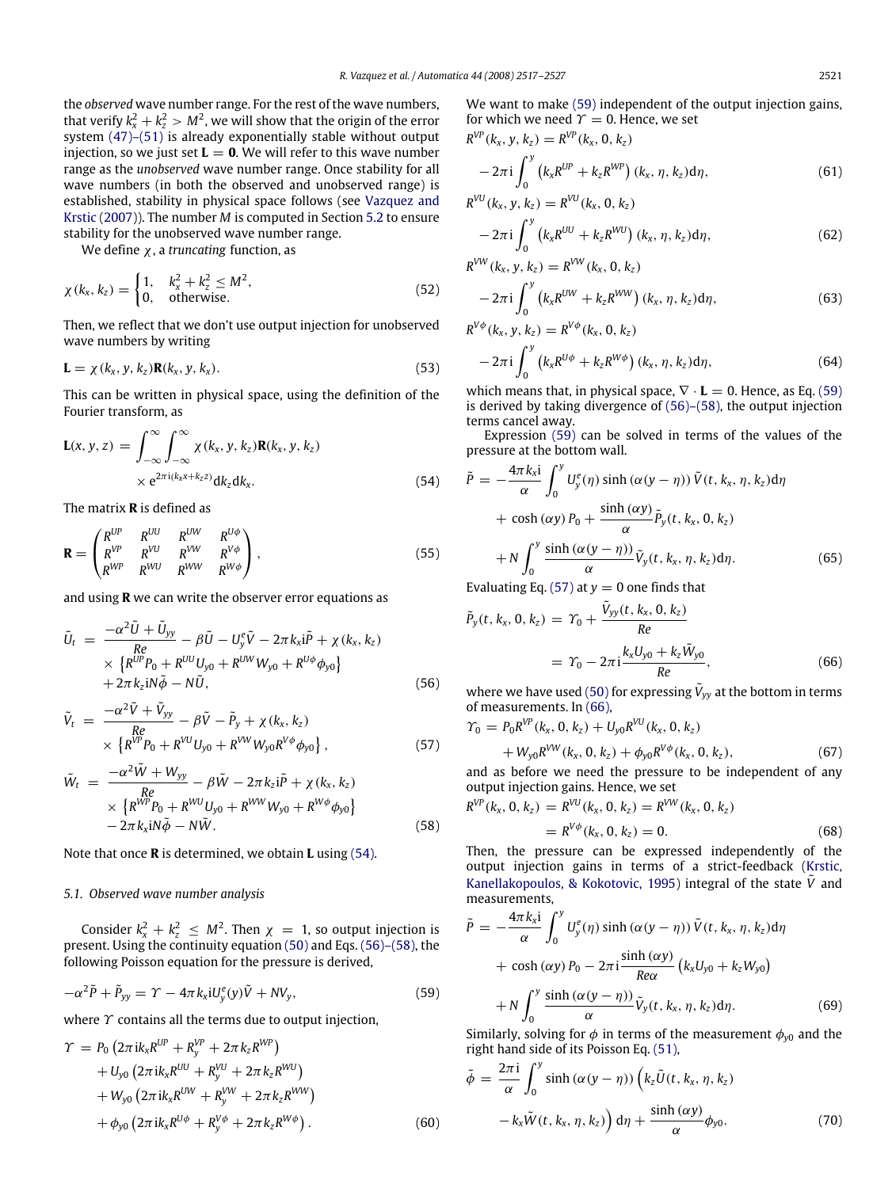the *observed* wave number range. For the rest of the wave numbers, that verify $k_x^2 + k_z^2 > M^2$, we will show that the origin of the error system (47)–(51) is already exponentially stable without output injection, so we just set $\mathbf{L} = \mathbf{0}$. We will refer to this wave number range as the *unobserved* wave number range. Once stability for all wave numbers (in both the observed and unobserved range) is established, stability in physical space follows (see Vazquez and Krstic (2007)). The number $M$ is computed in Section 5.2 to ensure stability for the unobserved wave number range.

We define $\chi$, a *truncating* function, as

$$\chi(k_x, k_z) = \begin{cases} 1, & k_x^2 + k_z^2 \leq M^2, \\ 0, & \text{otherwise}. \end{cases} \tag{52}$$

Then, we reflect that we don't use output injection for unobserved wave numbers by writing

$$\mathbf{L} = \chi(k_x, y, k_z)\mathbf{R}(k_x, y, k_x). \tag{53}$$

This can be written in physical space, using the definition of the Fourier transform, as

$$\mathbf{L}(x, y, z) = \int_{-\infty}^{\infty}\int_{-\infty}^{\infty} \chi(k_x, y, k_z)\mathbf{R}(k_x, y, k_z) \times e^{2\pi i(k_x x + k_z z)} dk_z dk_x. \tag{54}$$

The matrix $\mathbf{R}$ is defined as

$$\mathbf{R} = \begin{pmatrix} R^{UP} & R^{UU} & R^{UW} & R^{U\phi} \\ R^{VP} & R^{VU} & R^{VW} & R^{V\phi} \\ R^{WP} & R^{WU} & R^{WW} & R^{W\phi} \end{pmatrix}, \tag{55}$$

and using $\mathbf{R}$ we can write the observer error equations as

$$\begin{aligned} \tilde{U}_t = {} & \frac{-\alpha^2\tilde{U} + \tilde{U}_{yy}}{Re} - \beta\tilde{U} - U_y^e\tilde{V} - 2\pi k_x i\tilde{P} + \chi(k_x, k_z) \\ & \times \left\{R^{UP}P_0 + R^{UU}U_{y0} + R^{UW}W_{y0} + R^{U\phi}\phi_{y0}\right\} \\ & + 2\pi k_z iN\tilde{\phi} - N\tilde{U}, \end{aligned} \tag{56}$$

$$\begin{aligned} \tilde{V}_t = {} & \frac{-\alpha^2\tilde{V} + \tilde{V}_{yy}}{Re} - \beta\tilde{V} - \tilde{P}_y + \chi(k_x, k_z) \\ & \times \left\{R^{VP}P_0 + R^{VU}U_{y0} + R^{VW}W_{y0}R^{V\phi}\phi_{y0}\right\}, \end{aligned} \tag{57}$$

$$\begin{aligned} \tilde{W}_t = {} & \frac{-\alpha^2\tilde{W} + W_{yy}}{Re} - \beta\tilde{W} - 2\pi k_z i\tilde{P} + \chi(k_x, k_z) \\ & \times \left\{R^{WP}P_0 + R^{WU}U_{y0} + R^{WW}W_{y0} + R^{W\phi}\phi_{y0}\right\} \\ & - 2\pi k_x iN\tilde{\phi} - N\tilde{W}. \end{aligned} \tag{58}$$

Note that once $\mathbf{R}$ is determined, we obtain $\mathbf{L}$ using (54).

### 5.1. Observed wave number analysis

Consider $k_x^2 + k_z^2 \leq M^2$. Then $\chi = 1$, so output injection is present. Using the continuity equation (50) and Eqs. (56)–(58), the following Poisson equation for the pressure is derived,

$$-\alpha^2\tilde{P} + \tilde{P}_{yy} = \Upsilon - 4\pi k_x iU_y^e(y)\tilde{V} + NV_y, \tag{59}$$

where $\Upsilon$ contains all the terms due to output injection,

$$\begin{aligned} \Upsilon = {} & P_0\left(2\pi ik_x R^{UP} + R_y^{VP} + 2\pi k_z R^{WP}\right) \\ & + U_{y0}\left(2\pi ik_x R^{UU} + R_y^{VU} + 2\pi k_z R^{WU}\right) \\ & + W_{y0}\left(2\pi ik_x R^{UW} + R_y^{VW} + 2\pi k_z R^{WW}\right) \\ & + \phi_{y0}\left(2\pi ik_x R^{U\phi} + R_y^{V\phi} + 2\pi k_z R^{W\phi}\right). \end{aligned} \tag{60}$$

We want to make (59) independent of the output injection gains, for which we need $\Upsilon = 0$. Hence, we set

$$R^{VP}(k_x, y, k_z) = R^{VP}(k_x, 0, k_z) - 2\pi i\int_0^y \left(k_x R^{UP} + k_z R^{WP}\right)(k_x, \eta, k_z)d\eta, \tag{61}$$

$$R^{VU}(k_x, y, k_z) = R^{VU}(k_x, 0, k_z) - 2\pi i\int_0^y \left(k_x R^{UU} + k_z R^{WU}\right)(k_x, \eta, k_z)d\eta, \tag{62}$$

$$R^{VW}(k_x, y, k_z) = R^{VW}(k_x, 0, k_z) - 2\pi i\int_0^y \left(k_x R^{UW} + k_z R^{WW}\right)(k_x, \eta, k_z)d\eta, \tag{63}$$

$$R^{V\phi}(k_x, y, k_z) = R^{V\phi}(k_x, 0, k_z) - 2\pi i\int_0^y \left(k_x R^{U\phi} + k_z R^{W\phi}\right)(k_x, \eta, k_z)d\eta, \tag{64}$$

which means that, in physical space, $\nabla \cdot \mathbf{L} = 0$. Hence, as Eq. (59) is derived by taking divergence of (56)–(58), the output injection terms cancel away.

Expression (59) can be solved in terms of the values of the pressure at the bottom wall.

$$\begin{aligned} \tilde{P} = {} & -\frac{4\pi k_x i}{\alpha}\int_0^y U_y^e(\eta)\sinh(\alpha(y-\eta))\tilde{V}(t, k_x, \eta, k_z)d\eta \\ & + \cosh(\alpha y)P_0 + \frac{\sinh(\alpha y)}{\alpha}\tilde{P}_y(t, k_x, 0, k_z) \\ & + N\int_0^y \frac{\sinh(\alpha(y-\eta))}{\alpha}\tilde{V}_y(t, k_x, \eta, k_z)d\eta. \end{aligned} \tag{65}$$

Evaluating Eq. (57) at $y = 0$ one finds that

$$\begin{aligned} \tilde{P}_y(t, k_x, 0, k_z) &= \Upsilon_0 + \frac{\tilde{V}_{yy}(t, k_x, 0, k_z)}{Re} \\ &= \Upsilon_0 - 2\pi i\frac{k_x U_{y0} + k_z\tilde{W}_{y0}}{Re}, \end{aligned} \tag{66}$$

where we have used (50) for expressing $\tilde{V}_{yy}$ at the bottom in terms of measurements. In (66),

$$\begin{aligned} \Upsilon_0 = {} & P_0 R^{VP}(k_x, 0, k_z) + U_{y0}R^{VU}(k_x, 0, k_z) \\ & + W_{y0}R^{VW}(k_x, 0, k_z) + \phi_{y0}R^{V\phi}(k_x, 0, k_z), \end{aligned} \tag{67}$$

and as before we need the pressure to be independent of any output injection gains. Hence, we set

$$\begin{aligned} R^{VP}(k_x, 0, k_z) &= R^{VU}(k_x, 0, k_z) = R^{VW}(k_x, 0, k_z) \\ &= R^{V\phi}(k_x, 0, k_z) = 0. \end{aligned} \tag{68}$$

Then, the pressure can be expressed independently of the output injection gains in terms of a strict-feedback (Krstic, Kanellakopoulos, & Kokotovic, 1995) integral of the state $\tilde{V}$ and measurements,

$$\begin{aligned} \tilde{P} = {} & -\frac{4\pi k_x i}{\alpha}\int_0^y U_y^e(\eta)\sinh(\alpha(y-\eta))\tilde{V}(t, k_x, \eta, k_z)d\eta \\ & + \cosh(\alpha y)P_0 - 2\pi i\frac{\sinh(\alpha y)}{Re\alpha}\left(k_x U_{y0} + k_z W_{y0}\right) \\ & + N\int_0^y \frac{\sinh(\alpha(y-\eta))}{\alpha}\tilde{V}_y(t, k_x, \eta, k_z)d\eta. \end{aligned} \tag{69}$$

Similarly, solving for $\phi$ in terms of the measurement $\phi_{y0}$ and the right hand side of its Poisson Eq. (51),

$$\begin{aligned} \tilde{\phi} = {} & \frac{2\pi i}{\alpha}\int_0^y \sinh(\alpha(y-\eta))\Big(k_z\tilde{U}(t, k_x, \eta, k_z) \\ & - k_x\tilde{W}(t, k_x, \eta, k_z)\Big)d\eta + \frac{\sinh(\alpha y)}{\alpha}\phi_{y0}. \end{aligned} \tag{70}$$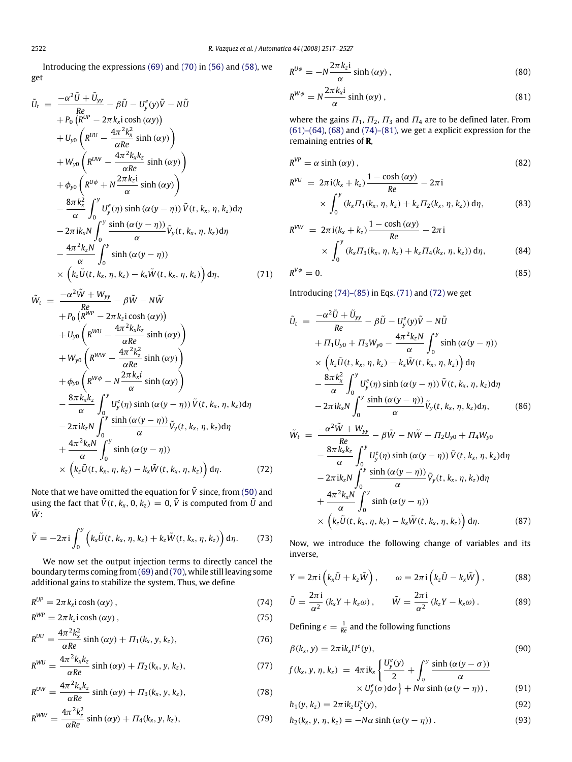Introducing the expressions (69) and (70) in (56) and (58), we get

$$
\begin{aligned}
\tilde{U}_t = & \frac{-\alpha^2\tilde{U} + \tilde{U}_{yy}}{Re} - \beta\tilde{U} - U_y^e(y)\tilde{V} - N\tilde{U} \\
& + P_0\left(R^{UP} - 2\pi k_x \mathrm{i}\cosh(\alpha y)\right) \\
& + U_{y0}\left(R^{UU} - \frac{4\pi^2 k_x^2}{\alpha Re}\sinh(\alpha y)\right) \\
& + W_{y0}\left(R^{UW} - \frac{4\pi^2 k_x k_z}{\alpha Re}\sinh(\alpha y)\right) \\
& + \phi_{y0}\left(R^{U\phi} + N\frac{2\pi k_z \mathrm{i}}{\alpha}\sinh(\alpha y)\right) \\
& - \frac{8\pi k_x^2}{\alpha}\int_0^y U_y^e(\eta)\sinh(\alpha(y-\eta))\,\tilde{V}(t,k_x,\eta,k_z)\mathrm{d}\eta \\
& - 2\pi \mathrm{i}k_x N\int_0^y \frac{\sinh(\alpha(y-\eta))}{\alpha}\tilde{V}_y(t,k_x,\eta,k_z)\mathrm{d}\eta \\
& - \frac{4\pi^2 k_z N}{\alpha}\int_0^y \sinh(\alpha(y-\eta)) \\
& \times\left(k_z\tilde{U}(t,k_x,\eta,k_z) - k_x\tilde{W}(t,k_x,\eta,k_z)\right)\mathrm{d}\eta, \qquad (71)
\end{aligned}
$$

$$
\begin{aligned}
\tilde{W}_t = & \frac{-\alpha^2\tilde{W} + W_{yy}}{Re} - \beta\tilde{W} - N\tilde{W} \\
& + P_0\left(R^{WP} - 2\pi k_z \mathrm{i}\cosh(\alpha y)\right) \\
& + U_{y0}\left(R^{WU} - \frac{4\pi^2 k_x k_z}{\alpha Re}\sinh(\alpha y)\right) \\
& + W_{y0}\left(R^{WW} - \frac{4\pi^2 k_z^2}{\alpha Re}\sinh(\alpha y)\right) \\
& + \phi_{y0}\left(R^{W\phi} - N\frac{2\pi k_x i}{\alpha}\sinh(\alpha y)\right) \\
& - \frac{8\pi k_x k_z}{\alpha}\int_0^y U_y^e(\eta)\sinh(\alpha(y-\eta))\,\tilde{V}(t,k_x,\eta,k_z)\mathrm{d}\eta \\
& - 2\pi \mathrm{i}k_z N\int_0^y \frac{\sinh(\alpha(y-\eta))}{\alpha}\tilde{V}_y(t,k_x,\eta,k_z)\mathrm{d}\eta \\
& + \frac{4\pi^2 k_x N}{\alpha}\int_0^y \sinh(\alpha(y-\eta)) \\
& \times\left(k_z\tilde{U}(t,k_x,\eta,k_z) - k_x\tilde{W}(t,k_x,\eta,k_z)\right)\mathrm{d}\eta. \qquad (72)
\end{aligned}
$$

Note that we have omitted the equation for $\tilde{V}$ since, from (50) and using the fact that $\tilde{V}(t,k_x,0,k_z) = 0$, $\tilde{V}$ is computed from $\tilde{U}$ and $\tilde{W}$:

$$
\tilde{V} = -2\pi \mathrm{i}\int_0^y\left(k_x\tilde{U}(t,k_x,\eta,k_z) + k_z\tilde{W}(t,k_x,\eta,k_z)\right)\mathrm{d}\eta. \qquad (73)
$$

We now set the output injection terms to directly cancel the boundary terms coming from (69) and (70), while still leaving some additional gains to stabilize the system. Thus, we define

$$
R^{UP} = 2\pi k_x \mathrm{i}\cosh(\alpha y), \qquad (74)
$$

$$
R^{WP} = 2\pi k_z \mathrm{i}\cosh(\alpha y), \qquad (75)
$$

$$
R^{UU} = \frac{4\pi^2 k_x^2}{\alpha Re}\sinh(\alpha y) + \Pi_1(k_x,y,k_z), \qquad (76)
$$

$$
R^{WU} = \frac{4\pi^2 k_x k_z}{\alpha Re}\sinh(\alpha y) + \Pi_2(k_x,y,k_z), \qquad (77)
$$

$$
R^{UW} = \frac{4\pi^2 k_x k_z}{\alpha Re}\sinh(\alpha y) + \Pi_3(k_x,y,k_z), \qquad (78)
$$

$$
R^{WW} = \frac{4\pi^2 k_z^2}{\alpha Re}\sinh(\alpha y) + \Pi_4(k_x,y,k_z), \qquad (79)
$$

$$
R^{U\phi} = -N\frac{2\pi k_z \mathrm{i}}{\alpha}\sinh(\alpha y), \qquad (80)
$$

$$
R^{W\phi} = N\frac{2\pi k_x \mathrm{i}}{\alpha}\sinh(\alpha y), \qquad (81)
$$

where the gains $\Pi_1$, $\Pi_2$, $\Pi_3$ and $\Pi_4$ are to be defined later. From (61)–(64), (68) and (74)–(81), we get a explicit expression for the remaining entries of $\mathbf{R}$,

$$
R^{VP} = \alpha\sinh(\alpha y), \qquad (82)
$$

$$
\begin{aligned}
R^{VU} = & 2\pi \mathrm{i}(k_x + k_z)\frac{1-\cosh(\alpha y)}{Re} - 2\pi \mathrm{i} \\
& \times\int_0^y\left(k_x\Pi_1(k_x,\eta,k_z) + k_z\Pi_2(k_x,\eta,k_z)\right)\mathrm{d}\eta, \qquad (83)
\end{aligned}
$$

$$
\begin{aligned}
R^{VW} = & 2\pi \mathrm{i}(k_x + k_z)\frac{1-\cosh(\alpha y)}{Re} - 2\pi \mathrm{i} \\
& \times\int_0^y\left(k_x\Pi_3(k_x,\eta,k_z) + k_z\Pi_4(k_x,\eta,k_z)\right)\mathrm{d}\eta, \qquad (84)
\end{aligned}
$$

$$
R^{V\phi} = 0. \qquad (85)
$$

Introducing (74)–(85) in Eqs. (71) and (72) we get

$$
\begin{aligned}
\tilde{U}_t = & \frac{-\alpha^2\tilde{U} + \tilde{U}_{yy}}{Re} - \beta\tilde{U} - U_y^e(y)\tilde{V} - N\tilde{U} \\
& + \Pi_1 U_{y0} + \Pi_3 W_{y0} - \frac{4\pi^2 k_z N}{\alpha}\int_0^y \sinh(\alpha(y-\eta)) \\
& \times\left(k_z\tilde{U}(t,k_x,\eta,k_z) - k_x\tilde{W}(t,k_x,\eta,k_z)\right)\mathrm{d}\eta \\
& - \frac{8\pi k_x^2}{\alpha}\int_0^y U_y^e(\eta)\sinh(\alpha(y-\eta))\,\tilde{V}(t,k_x,\eta,k_z)\mathrm{d}\eta \\
& - 2\pi \mathrm{i}k_x N\int_0^y \frac{\sinh(\alpha(y-\eta))}{\alpha}\tilde{V}_y(t,k_x,\eta,k_z)\mathrm{d}\eta, \qquad (86)
\end{aligned}
$$

$$
\begin{aligned}
\tilde{W}_t = & \frac{-\alpha^2\tilde{W} + W_{yy}}{Re} - \beta\tilde{W} - N\tilde{W} + \Pi_2 U_{y0} + \Pi_4 W_{y0} \\
& - \frac{8\pi k_x k_z}{\alpha}\int_0^y U_y^e(\eta)\sinh(\alpha(y-\eta))\,\tilde{V}(t,k_x,\eta,k_z)\mathrm{d}\eta \\
& - 2\pi \mathrm{i}k_z N\int_0^y \frac{\sinh(\alpha(y-\eta))}{\alpha}\tilde{V}_y(t,k_x,\eta,k_z)\mathrm{d}\eta \\
& + \frac{4\pi^2 k_x N}{\alpha}\int_0^y \sinh(\alpha(y-\eta)) \\
& \times\left(k_z\tilde{U}(t,k_x,\eta,k_z) - k_x\tilde{W}(t,k_x,\eta,k_z)\right)\mathrm{d}\eta. \qquad (87)
\end{aligned}
$$

Now, we introduce the following change of variables and its inverse,

$$
Y = 2\pi \mathrm{i}\left(k_x\tilde{U} + k_z\tilde{W}\right), \qquad \omega = 2\pi \mathrm{i}\left(k_z\tilde{U} - k_x\tilde{W}\right), \qquad (88)
$$

$$
\tilde{U} = \frac{2\pi \mathrm{i}}{\alpha^2}\left(k_x Y + k_z\omega\right), \qquad \tilde{W} = \frac{2\pi \mathrm{i}}{\alpha^2}\left(k_z Y - k_x\omega\right). \qquad (89)
$$

Defining $\epsilon = \frac{1}{Re}$ and the following functions

$$
\beta(k_x,y) = 2\pi \mathrm{i}k_x U^e(y), \qquad (90)
$$

$$
\begin{aligned}
f(k_x,y,\eta,k_z) = & 4\pi \mathrm{i}k_x\left\{\frac{U_y^e(y)}{2} + \int_\eta^y \frac{\sinh(\alpha(y-\sigma))}{\alpha}\right. \\
& \left.\times U_y^e(\sigma)\mathrm{d}\sigma\right\} + N\alpha\sinh(\alpha(y-\eta)), \qquad (91)
\end{aligned}
$$

$$
h_1(y,k_z) = 2\pi \mathrm{i}k_z U_y^e(y), \qquad (92)
$$

$$
h_2(k_x,y,\eta,k_z) = -N\alpha\sinh(\alpha(y-\eta)). \qquad (93)
$$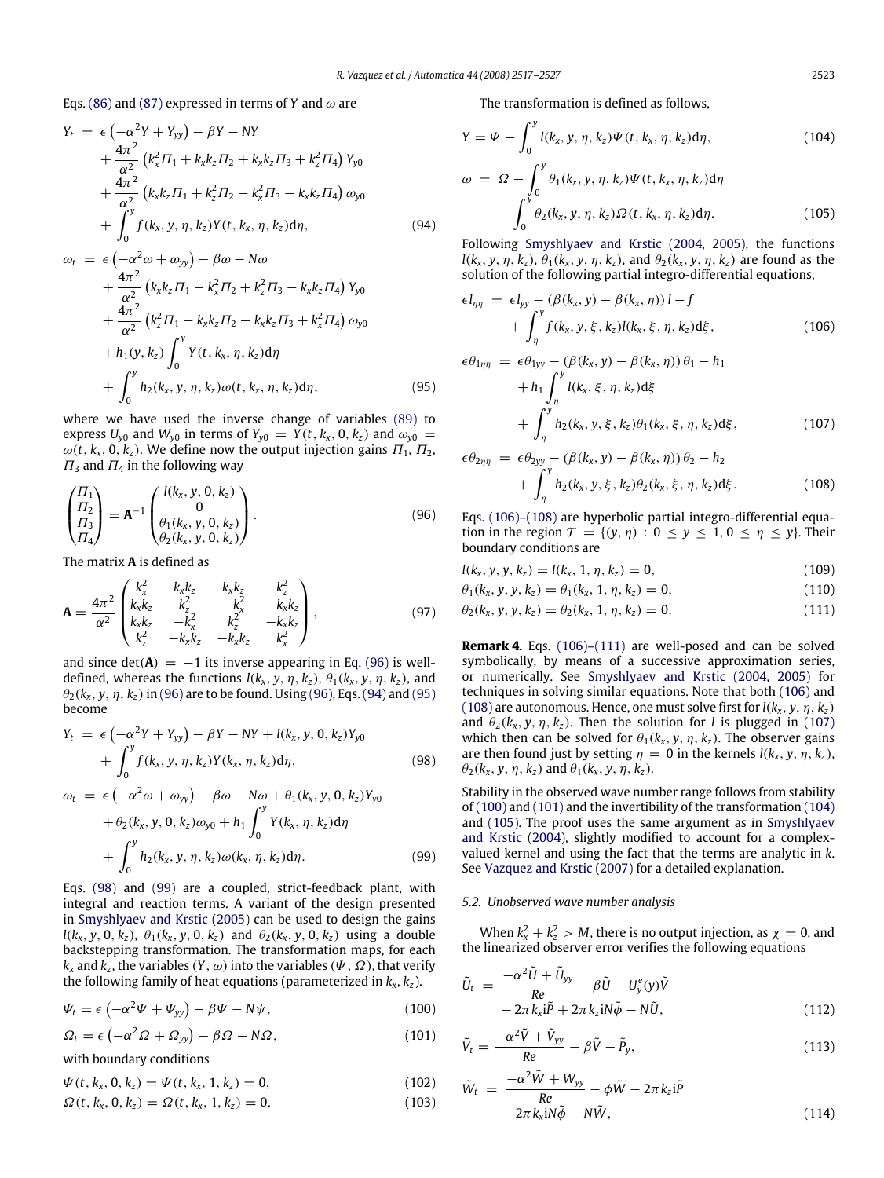Eqs. (86) and (87) expressed in terms of $Y$ and $\omega$ are

$$
\begin{aligned}
Y_t &= \epsilon\left(-\alpha^2 Y + Y_{yy}\right) - \beta Y - NY \\
&\quad + \frac{4\pi^2}{\alpha^2}\left(k_x^2 \Pi_1 + k_x k_z \Pi_2 + k_x k_z \Pi_3 + k_z^2 \Pi_4\right) Y_{y0} \\
&\quad + \frac{4\pi^2}{\alpha^2}\left(k_x k_z \Pi_1 + k_z^2 \Pi_2 - k_z^2 \Pi_3 - k_x k_z \Pi_4\right) \omega_{y0} \\
&\quad + \int_0^y f(k_x, y, \eta, k_z) Y(t, k_x, \eta, k_z) \mathrm{d}\eta,
\end{aligned} \tag{94}
$$

$$
\begin{aligned}
\omega_t &= \epsilon\left(-\alpha^2 \omega + \omega_{yy}\right) - \beta\omega - N\omega \\
&\quad + \frac{4\pi^2}{\alpha^2}\left(k_x k_z \Pi_1 - k_x^2 \Pi_2 + k_z^2 \Pi_3 - k_x k_z \Pi_4\right) Y_{y0} \\
&\quad + \frac{4\pi^2}{\alpha^2}\left(k_z^2 \Pi_1 - k_x k_z \Pi_2 - k_x k_z \Pi_3 + k_x^2 \Pi_4\right) \omega_{y0} \\
&\quad + h_1(y, k_z) \int_0^y Y(t, k_x, \eta, k_z) \mathrm{d}\eta \\
&\quad + \int_0^y h_2(k_x, y, \eta, k_z) \omega(t, k_x, \eta, k_z) \mathrm{d}\eta,
\end{aligned} \tag{95}
$$

where we have used the inverse change of variables (89) to express $U_{y0}$ and $W_{y0}$ in terms of $Y_{y0} = Y(t, k_x, 0, k_z)$ and $\omega_{y0} = \omega(t, k_x, 0, k_z)$. We define now the output injection gains $\Pi_1$, $\Pi_2$, $\Pi_3$ and $\Pi_4$ in the following way

$$
\begin{pmatrix} \Pi_1 \\ \Pi_2 \\ \Pi_3 \\ \Pi_4 \end{pmatrix} = \mathbf{A}^{-1} \begin{pmatrix} l(k_x, y, 0, k_z) \\ 0 \\ \theta_1(k_x, y, 0, k_z) \\ \theta_2(k_x, y, 0, k_z) \end{pmatrix}. \tag{96}
$$

The matrix $\mathbf{A}$ is defined as

$$
\mathbf{A} = \frac{4\pi^2}{\alpha^2} \begin{pmatrix} k_x^2 & k_x k_z & k_x k_z & k_z^2 \\ k_x k_z & k_z^2 & -k_x^2 & -k_x k_z \\ k_x k_z & -k_x^2 & k_z^2 & -k_x k_z \\ k_z^2 & -k_x k_z & -k_x k_z & k_x^2 \end{pmatrix}, \tag{97}
$$

and since $\det(\mathbf{A}) = -1$ its inverse appearing in Eq. (96) is well-defined, whereas the functions $l(k_x, y, \eta, k_z)$, $\theta_1(k_x, y, \eta, k_z)$, and $\theta_2(k_x, y, \eta, k_z)$ in (96) are to be found. Using (96), Eqs. (94) and (95) become

$$
\begin{aligned}
Y_t &= \epsilon\left(-\alpha^2 Y + Y_{yy}\right) - \beta Y - NY + l(k_x, y, 0, k_z) Y_{y0} \\
&\quad + \int_0^y f(k_x, y, \eta, k_z) Y(k_x, \eta, k_z) \mathrm{d}\eta,
\end{aligned} \tag{98}
$$

$$
\begin{aligned}
\omega_t &= \epsilon\left(-\alpha^2 \omega + \omega_{yy}\right) - \beta\omega - N\omega + \theta_1(k_x, y, 0, k_z) Y_{y0} \\
&\quad + \theta_2(k_x, y, 0, k_z)\omega_{y0} + h_1 \int_0^y Y(k_x, \eta, k_z) \mathrm{d}\eta \\
&\quad + \int_0^y h_2(k_x, y, \eta, k_z) \omega(k_x, \eta, k_z) \mathrm{d}\eta.
\end{aligned} \tag{99}
$$

Eqs. (98) and (99) are a coupled, strict-feedback plant, with integral and reaction terms. A variant of the design presented in Smyshlyaev and Krstic (2005) can be used to design the gains $l(k_x, y, 0, k_z)$, $\theta_1(k_x, y, 0, k_z)$ and $\theta_2(k_x, y, 0, k_z)$ using a double backstepping transformation. The transformation maps, for each $k_x$ and $k_z$, the variables $(Y, \omega)$ into the variables $(\Psi, \Omega)$, that verify the following family of heat equations (parameterized in $k_x$, $k_z$).

$$
\Psi_t = \epsilon\left(-\alpha^2 \Psi + \Psi_{yy}\right) - \beta\Psi - N\psi, \tag{100}
$$

$$
\Omega_t = \epsilon\left(-\alpha^2 \Omega + \Omega_{yy}\right) - \beta\Omega - N\Omega, \tag{101}
$$

with boundary conditions

$$
\Psi(t, k_x, 0, k_z) = \Psi(t, k_x, 1, k_z) = 0, \tag{102}
$$

$$
\Omega(t, k_x, 0, k_z) = \Omega(t, k_x, 1, k_z) = 0. \tag{103}
$$

The transformation is defined as follows,

$$
Y = \Psi - \int_0^y l(k_x, y, \eta, k_z) \Psi(t, k_x, \eta, k_z) \mathrm{d}\eta, \tag{104}
$$

$$
\begin{aligned}
\omega &= \Omega - \int_0^y \theta_1(k_x, y, \eta, k_z) \Psi(t, k_x, \eta, k_z) \mathrm{d}\eta \\
&\quad - \int_0^y \theta_2(k_x, y, \eta, k_z) \Omega(t, k_x, \eta, k_z) \mathrm{d}\eta.
\end{aligned} \tag{105}
$$

Following Smyshlyaev and Krstic (2004, 2005), the functions $l(k_x, y, \eta, k_z)$, $\theta_1(k_x, y, \eta, k_z)$, and $\theta_2(k_x, y, \eta, k_z)$ are found as the solution of the following partial integro-differential equations,

$$
\begin{aligned}
\epsilon l_{\eta\eta} &= \epsilon l_{yy} - (\beta(k_x, y) - \beta(k_x, \eta))\, l - f \\
&\quad + \int_\eta^y f(k_x, y, \xi, k_z) l(k_x, \xi, \eta, k_z) \mathrm{d}\xi,
\end{aligned} \tag{106}
$$

$$
\begin{aligned}
\epsilon \theta_{1\eta\eta} &= \epsilon \theta_{1yy} - (\beta(k_x, y) - \beta(k_x, \eta))\, \theta_1 - h_1 \\
&\quad + h_1 \int_\eta^y l(k_x, \xi, \eta, k_z) \mathrm{d}\xi \\
&\quad + \int_\eta^y h_2(k_x, y, \xi, k_z) \theta_1(k_x, \xi, \eta, k_z) \mathrm{d}\xi,
\end{aligned} \tag{107}
$$

$$
\begin{aligned}
\epsilon \theta_{2\eta\eta} &= \epsilon \theta_{2yy} - (\beta(k_x, y) - \beta(k_x, \eta))\, \theta_2 - h_2 \\
&\quad + \int_\eta^y h_2(k_x, y, \xi, k_z) \theta_2(k_x, \xi, \eta, k_z) \mathrm{d}\xi.
\end{aligned} \tag{108}
$$

Eqs. (106)–(108) are hyperbolic partial integro-differential equation in the region $\mathcal{T} = \{(y, \eta) : 0 \le y \le 1, 0 \le \eta \le y\}$. Their boundary conditions are

$$
l(k_x, y, y, k_z) = l(k_x, 1, \eta, k_z) = 0, \tag{109}
$$

$$
\theta_1(k_x, y, y, k_z) = \theta_1(k_x, 1, \eta, k_z) = 0, \tag{110}
$$

$$
\theta_2(k_x, y, y, k_z) = \theta_2(k_x, 1, \eta, k_z) = 0. \tag{111}
$$

**Remark 4.** Eqs. (106)–(111) are well-posed and can be solved symbolically, by means of a successive approximation series, or numerically. See Smyshlyaev and Krstic (2004, 2005) for techniques in solving similar equations. Note that both (106) and (108) are autonomous. Hence, one must solve first for $l(k_x, y, \eta, k_z)$ and $\theta_2(k_x, y, \eta, k_z)$. Then the solution for $l$ is plugged in (107) which then can be solved for $\theta_1(k_x, y, \eta, k_z)$. The observer gains are then found just by setting $\eta = 0$ in the kernels $l(k_x, y, \eta, k_z)$, $\theta_2(k_x, y, \eta, k_z)$ and $\theta_1(k_x, y, \eta, k_z)$.

Stability in the observed wave number range follows from stability of (100) and (101) and the invertibility of the transformation (104) and (105). The proof uses the same argument as in Smyshlyaev and Krstic (2004), slightly modified to account for a complex-valued kernel and using the fact that the terms are analytic in $k$. See Vazquez and Krstic (2007) for a detailed explanation.

### 5.2. Unobserved wave number analysis

When $k_x^2 + k_z^2 > M$, there is no output injection, as $\chi = 0$, and the linearized observer error verifies the following equations

$$
\begin{aligned}
\tilde{U}_t &= \frac{-\alpha^2 \tilde{U} + \tilde{U}_{yy}}{Re} - \beta\tilde{U} - U_y^e(y)\tilde{V} \\
&\quad - 2\pi k_x \mathrm{i}\tilde{P} + 2\pi k_z \mathrm{i} N\tilde{\phi} - N\tilde{U},
\end{aligned} \tag{112}
$$

$$
\tilde{V}_t = \frac{-\alpha^2 \tilde{V} + \tilde{V}_{yy}}{Re} - \beta\tilde{V} - \tilde{P}_y, \tag{113}
$$

$$
\begin{aligned}
\tilde{W}_t &= \frac{-\alpha^2 \tilde{W} + W_{yy}}{Re} - \phi\tilde{W} - 2\pi k_z \mathrm{i}\tilde{P} \\
&\quad - 2\pi k_x \mathrm{i} N\tilde{\phi} - N\tilde{W},
\end{aligned} \tag{114}
$$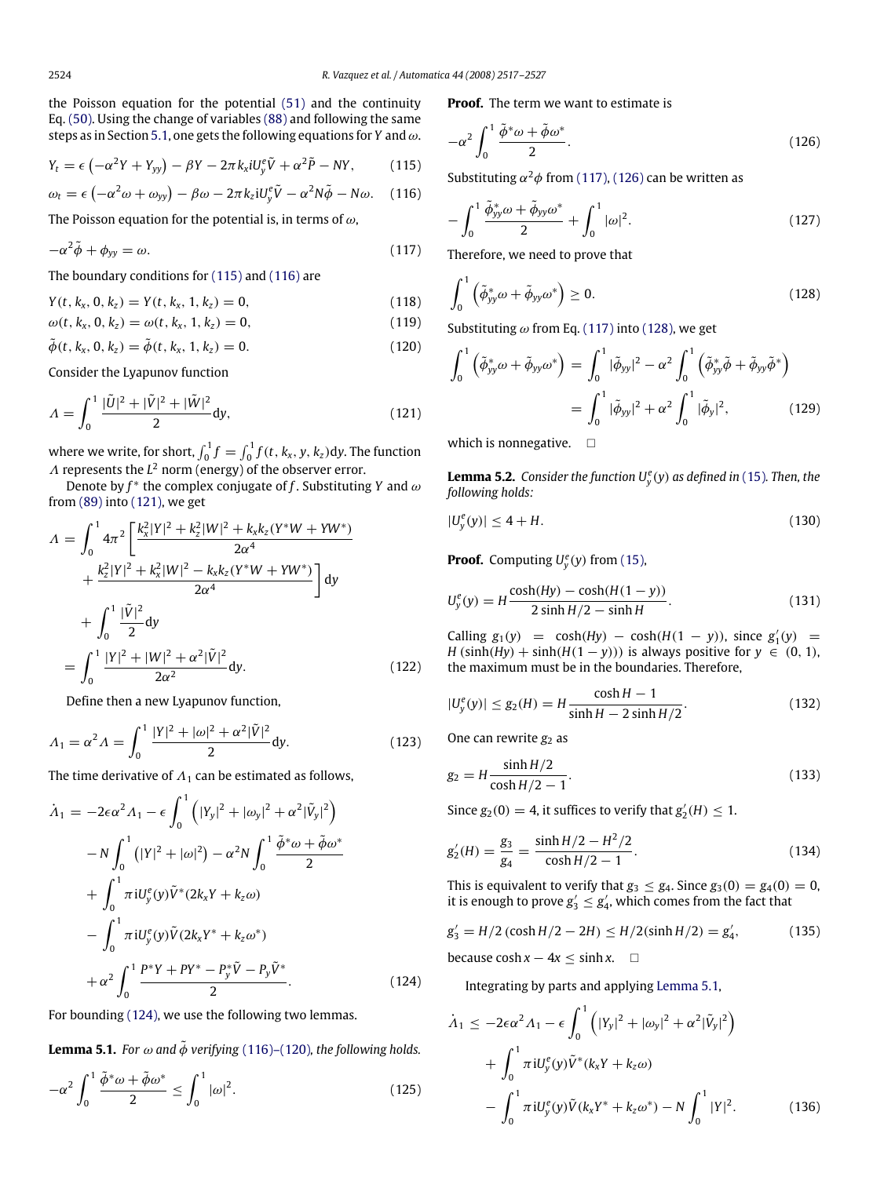the Poisson equation for the potential (51) and the continuity Eq. (50). Using the change of variables (88) and following the same steps as in Section 5.1, one gets the following equations for $Y$ and $\omega$.

$$Y_t = \epsilon\left(-\alpha^2 Y + Y_{yy}\right) - \beta Y - 2\pi k_x \mathrm{i} U_y^e \tilde{V} + \alpha^2 \tilde{P} - NY, \tag{115}$$

$$\omega_t = \epsilon\left(-\alpha^2 \omega + \omega_{yy}\right) - \beta\omega - 2\pi k_z \mathrm{i} U_y^e \tilde{V} - \alpha^2 N\tilde{\phi} - N\omega. \tag{116}$$

The Poisson equation for the potential is, in terms of $\omega$,

$$-\alpha^2\tilde{\phi} + \phi_{yy} = \omega. \tag{117}$$

The boundary conditions for (115) and (116) are

$$Y(t, k_x, 0, k_z) = Y(t, k_x, 1, k_z) = 0, \tag{118}$$

$$\omega(t, k_x, 0, k_z) = \omega(t, k_x, 1, k_z) = 0, \tag{119}$$

$$\tilde{\phi}(t, k_x, 0, k_z) = \tilde{\phi}(t, k_x, 1, k_z) = 0. \tag{120}$$

Consider the Lyapunov function

$$\Lambda = \int_0^1 \frac{|\tilde{U}|^2 + |\tilde{V}|^2 + |\tilde{W}|^2}{2} \mathrm{d}y, \tag{121}$$

where we write, for short, $\int_0^1 f = \int_0^1 f(t, k_x, y, k_z)\mathrm{d}y$. The function $\Lambda$ represents the $L^2$ norm (energy) of the observer error.

Denote by $f^*$ the complex conjugate of $f$. Substituting $Y$ and $\omega$ from (89) into (121), we get

$$\begin{aligned}
\Lambda &= \int_0^1 4\pi^2 \left[\frac{k_x^2|Y|^2 + k_z^2|W|^2 + k_x k_z(Y^*W + YW^*)}{2\alpha^4} + \frac{k_z^2|Y|^2 + k_x^2|W|^2 - k_x k_z(Y^*W + YW^*)}{2\alpha^4}\right]\mathrm{d}y \\
&\quad + \int_0^1 \frac{|\tilde{V}|^2}{2}\mathrm{d}y \\
&= \int_0^1 \frac{|Y|^2 + |W|^2 + \alpha^2|\tilde{V}|^2}{2\alpha^2}\mathrm{d}y.
\end{aligned} \tag{122}$$

Define then a new Lyapunov function,

$$\Lambda_1 = \alpha^2\Lambda = \int_0^1 \frac{|Y|^2 + |\omega|^2 + \alpha^2|\tilde{V}|^2}{2}\mathrm{d}y. \tag{123}$$

The time derivative of $\Lambda_1$ can be estimated as follows,

$$\begin{aligned}
\dot{\Lambda}_1 &= -2\epsilon\alpha^2\Lambda_1 - \epsilon\int_0^1 \left(|Y_y|^2 + |\omega_y|^2 + \alpha^2|\tilde{V}_y|^2\right) \\
&\quad - N\int_0^1 \left(|Y|^2 + |\omega|^2\right) - \alpha^2 N\int_0^1 \frac{\tilde{\phi}^*\omega + \tilde{\phi}\omega^*}{2} \\
&\quad + \int_0^1 \pi \mathrm{i} U_y^e(y)\tilde{V}^*(2k_x Y + k_z\omega) \\
&\quad - \int_0^1 \pi \mathrm{i} U_y^e(y)\tilde{V}(2k_x Y^* + k_z\omega^*) \\
&\quad + \alpha^2\int_0^1 \frac{P^*Y + PY^* - P_y^*\tilde{V} - P_y\tilde{V}^*}{2}.
\end{aligned} \tag{124}$$

For bounding (124), we use the following two lemmas.

**Lemma 5.1.** *For $\omega$ and $\tilde{\phi}$ verifying (116)–(120), the following holds.*

$$-\alpha^2\int_0^1 \frac{\tilde{\phi}^*\omega + \tilde{\phi}\omega^*}{2} \le \int_0^1 |\omega|^2. \tag{125}$$

**Proof.** The term we want to estimate is

$$-\alpha^2\int_0^1 \frac{\tilde{\phi}^*\omega + \tilde{\phi}\omega^*}{2}. \tag{126}$$

Substituting $\alpha^2\phi$ from (117), (126) can be written as

$$-\int_0^1 \frac{\tilde{\phi}_{yy}^*\omega + \tilde{\phi}_{yy}\omega^*}{2} + \int_0^1 |\omega|^2. \tag{127}$$

Therefore, we need to prove that

$$\int_0^1 \left(\tilde{\phi}_{yy}^*\omega + \tilde{\phi}_{yy}\omega^*\right) \ge 0. \tag{128}$$

Substituting $\omega$ from Eq. (117) into (128), we get

$$\begin{aligned}
\int_0^1 \left(\tilde{\phi}_{yy}^*\omega + \tilde{\phi}_{yy}\omega^*\right) &= \int_0^1 |\tilde{\phi}_{yy}|^2 - \alpha^2\int_0^1 \left(\tilde{\phi}_{yy}^*\tilde{\phi} + \tilde{\phi}_{yy}\tilde{\phi}^*\right) \\
&= \int_0^1 |\tilde{\phi}_{yy}|^2 + \alpha^2\int_0^1 |\tilde{\phi}_y|^2,
\end{aligned} \tag{129}$$

which is nonnegative. $\square$

**Lemma 5.2.** *Consider the function $U_y^e(y)$ as defined in (15). Then, the following holds:*

$$|U_y^e(y)| \le 4 + H. \tag{130}$$

**Proof.** Computing $U_y^e(y)$ from (15),

$$U_y^e(y) = H\frac{\cosh(Hy) - \cosh(H(1-y))}{2\sinh H/2 - \sinh H}. \tag{131}$$

Calling $g_1(y) = \cosh(Hy) - \cosh(H(1-y))$, since $g_1'(y) = H\left(\sinh(Hy) + \sinh(H(1-y))\right)$ is always positive for $y \in (0, 1)$, the maximum must be in the boundaries. Therefore,

$$|U_y^e(y)| \le g_2(H) = H\frac{\cosh H - 1}{\sinh H - 2\sinh H/2}. \tag{132}$$

One can rewrite $g_2$ as

$$g_2 = H\frac{\sinh H/2}{\cosh H/2 - 1}. \tag{133}$$

Since $g_2(0) = 4$, it suffices to verify that $g_2'(H) \le 1$.

$$g_2'(H) = \frac{g_3}{g_4} = \frac{\sinh H/2 - H^2/2}{\cosh H/2 - 1}. \tag{134}$$

This is equivalent to verify that $g_3 \le g_4$. Since $g_3(0) = g_4(0) = 0$, it is enough to prove $g_3' \le g_4'$, which comes from the fact that

$$g_3' = H/2\left(\cosh H/2 - 2H\right) \le H/2(\sinh H/2) = g_4', \tag{135}$$

because $\cosh x - 4x \le \sinh x$. $\square$

Integrating by parts and applying Lemma 5.1,

$$\begin{aligned}
\dot{\Lambda}_1 &\le -2\epsilon\alpha^2\Lambda_1 - \epsilon\int_0^1 \left(|Y_y|^2 + |\omega_y|^2 + \alpha^2|\tilde{V}_y|^2\right) \\
&\quad + \int_0^1 \pi \mathrm{i} U_y^e(y)\tilde{V}^*(k_x Y + k_z\omega) \\
&\quad - \int_0^1 \pi \mathrm{i} U_y^e(y)\tilde{V}(k_x Y^* + k_z\omega^*) - N\int_0^1 |Y|^2.
\end{aligned} \tag{136}$$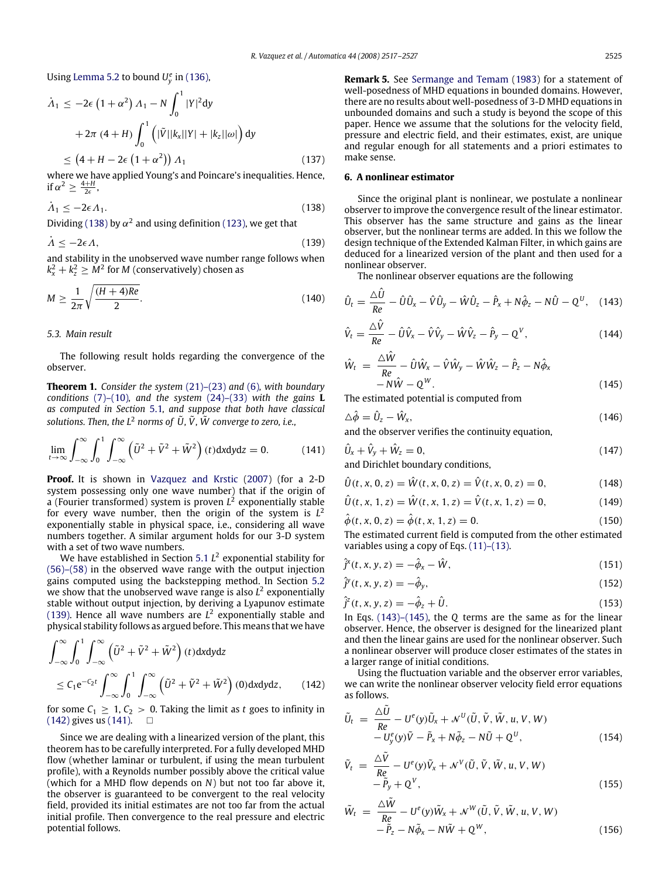Using Lemma 5.2 to bound $U_y^e$ in (136),

$$\dot{\Lambda}_1 \leq -2\epsilon\left(1+\alpha^2\right)\Lambda_1 - N\int_0^1 |Y|^2 \mathrm{d}y + 2\pi\,(4+H)\int_0^1 \left(|\tilde{V}||k_x||Y| + |k_z||\omega|\right)\mathrm{d}y \leq \left(4+H-2\epsilon\left(1+\alpha^2\right)\right)\Lambda_1 \tag{137}$$

where we have applied Young's and Poincare's inequalities. Hence, if $\alpha^2 \geq \frac{4+H}{2\epsilon}$,

$$\dot{\Lambda}_1 \leq -2\epsilon\Lambda_1. \tag{138}$$

Dividing (138) by $\alpha^2$ and using definition (123), we get that

$$\dot{\Lambda} \leq -2\epsilon\Lambda, \tag{139}$$

and stability in the unobserved wave number range follows when $k_x^2 + k_z^2 \geq M^2$ for $M$ (conservatively) chosen as

$$M \geq \frac{1}{2\pi}\sqrt{\frac{(H+4)Re}{2}}. \tag{140}$$

### 5.3. Main result

The following result holds regarding the convergence of the observer.

**Theorem 1.** *Consider the system (21)–(23) and (6), with boundary conditions (7)–(10), and the system (24)–(33) with the gains* $\mathbf{L}$ *as computed in Section 5.1, and suppose that both have classical solutions. Then, the $L^2$ norms of $\tilde{U}$, $\tilde{V}$, $\tilde{W}$ converge to zero, i.e.,*

$$\lim_{t\to\infty}\int_{-\infty}^{\infty}\int_0^1\int_{-\infty}^{\infty}\left(\tilde{U}^2+\tilde{V}^2+\tilde{W}^2\right)(t)\mathrm{d}x\mathrm{d}y\mathrm{d}z = 0. \tag{141}$$

**Proof.** It is shown in Vazquez and Krstic (2007) (for a 2-D system possessing only one wave number) that if the origin of a (Fourier transformed) system is proven $L^2$ exponentially stable for every wave number, then the origin of the system is $L^2$ exponentially stable in physical space, i.e., considering all wave numbers together. A similar argument holds for our 3-D system with a set of two wave numbers.

We have established in Section 5.1 $L^2$ exponential stability for (56)–(58) in the observed wave range with the output injection gains computed using the backstepping method. In Section 5.2 we show that the unobserved wave range is also $L^2$ exponentially stable without output injection, by deriving a Lyapunov estimate (139). Hence all wave numbers are $L^2$ exponentially stable and physical stability follows as argued before. This means that we have

$$\int_{-\infty}^{\infty}\int_0^1\int_{-\infty}^{\infty}\left(\tilde{U}^2+\tilde{V}^2+\tilde{W}^2\right)(t)\mathrm{d}x\mathrm{d}y\mathrm{d}z \leq C_1 \mathrm{e}^{-C_2 t}\int_{-\infty}^{\infty}\int_0^1\int_{-\infty}^{\infty}\left(\tilde{U}^2+\tilde{V}^2+\tilde{W}^2\right)(0)\mathrm{d}x\mathrm{d}y\mathrm{d}z, \tag{142}$$

for some $C_1 \geq 1$, $C_2 > 0$. Taking the limit as $t$ goes to infinity in (142) gives us (141). □

Since we are dealing with a linearized version of the plant, this theorem has to be carefully interpreted. For a fully developed MHD flow (whether laminar or turbulent, if using the mean turbulent profile), with a Reynolds number possibly above the critical value (which for a MHD flow depends on $N$) but not too far above it, the observer is guaranteed to be convergent to the real velocity field, provided its initial estimates are not too far from the actual initial profile. Then convergence to the real pressure and electric potential follows.

**Remark 5.** See Sermange and Temam (1983) for a statement of well-posedness of MHD equations in bounded domains. However, there are no results about well-posedness of 3-D MHD equations in unbounded domains and such a study is beyond the scope of this paper. Hence we assume that the solutions for the velocity field, pressure and electric field, and their estimates, exist, are unique and regular enough for all statements and a priori estimates to make sense.

## 6. A nonlinear estimator

Since the original plant is nonlinear, we postulate a nonlinear observer to improve the convergence result of the linear estimator. This observer has the same structure and gains as the linear observer, but the nonlinear terms are added. In this we follow the design technique of the Extended Kalman Filter, in which gains are deduced for a linearized version of the plant and then used for a nonlinear observer.

The nonlinear observer equations are the following

$$\hat{U}_t = \frac{\triangle\hat{U}}{Re} - \hat{U}\hat{U}_x - \hat{V}\hat{U}_y - \hat{W}\hat{U}_z - \hat{P}_x + N\hat{\phi}_z - N\hat{U} - Q^U, \tag{143}$$

$$\hat{V}_t = \frac{\triangle\hat{V}}{Re} - \hat{U}\hat{V}_x - \hat{V}\hat{V}_y - \hat{W}\hat{V}_z - \hat{P}_y - Q^V, \tag{144}$$

$$\hat{W}_t = \frac{\triangle\hat{W}}{Re} - \hat{U}\hat{W}_x - \hat{V}\hat{W}_y - \hat{W}\hat{W}_z - \hat{P}_z - N\hat{\phi}_x - N\hat{W} - Q^W. \tag{145}$$

The estimated potential is computed from

$$\triangle\hat{\phi} = \hat{U}_z - \hat{W}_x, \tag{146}$$

and the observer verifies the continuity equation,

$$\hat{U}_x + \hat{V}_y + \hat{W}_z = 0, \tag{147}$$

and Dirichlet boundary conditions,

$$\hat{U}(t,x,0,z) = \hat{W}(t,x,0,z) = \hat{V}(t,x,0,z) = 0, \tag{148}$$

$$\hat{U}(t,x,1,z) = \hat{W}(t,x,1,z) = \hat{V}(t,x,1,z) = 0, \tag{149}$$

$$\hat{\phi}(t,x,0,z) = \hat{\phi}(t,x,1,z) = 0. \tag{150}$$

The estimated current field is computed from the other estimated variables using a copy of Eqs. (11)–(13).

$$\hat{j}^x(t,x,y,z) = -\hat{\phi}_x - \hat{W}, \tag{151}$$

$$\hat{j}^y(t,x,y,z) = -\hat{\phi}_y, \tag{152}$$

$$\hat{j}^z(t,x,y,z) = -\hat{\phi}_z + \hat{U}. \tag{153}$$

In Eqs. (143)–(145), the $Q$ terms are the same as for the linear observer. Hence, the observer is designed for the linearized plant and then the linear gains are used for the nonlinear observer. Such a nonlinear observer will produce closer estimates of the states in a larger range of initial conditions.

Using the fluctuation variable and the observer error variables, we can write the nonlinear observer velocity field error equations as follows.

$$\tilde{U}_t = \frac{\triangle\tilde{U}}{Re} - U^e(y)\tilde{U}_x + \mathcal{N}^U(\tilde{U},\tilde{V},\tilde{W},u,V,W) - U_y^e(y)\tilde{V} - \tilde{P}_x + N\tilde{\phi}_z - N\tilde{U} + Q^U, \tag{154}$$

$$\tilde{V}_t = \frac{\triangle\tilde{V}}{Re} - U^e(y)\tilde{V}_x + \mathcal{N}^V(\tilde{U},\tilde{V},\tilde{W},u,V,W) - \tilde{P}_y + Q^V, \tag{155}$$

$$\tilde{W}_t = \frac{\triangle\tilde{W}}{Re} - U^e(y)\tilde{W}_x + \mathcal{N}^W(\tilde{U},\tilde{V},\tilde{W},u,V,W) - \tilde{P}_z - N\tilde{\phi}_x - N\tilde{W} + Q^W, \tag{156}$$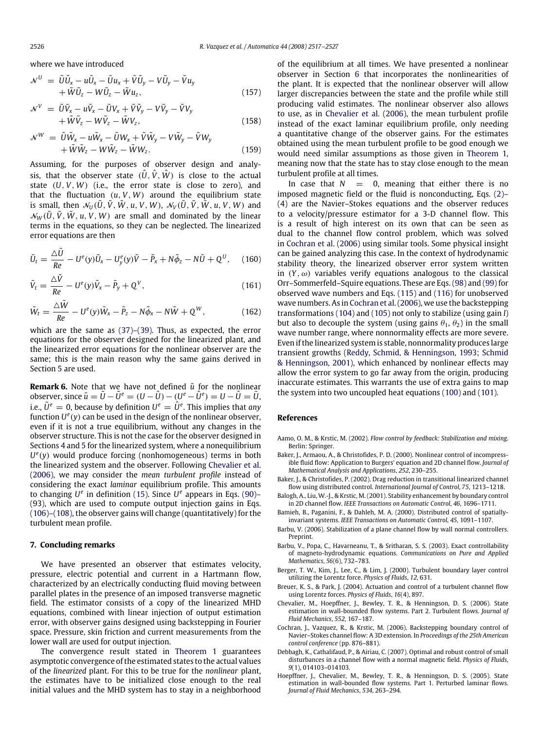where we have introduced

$$\mathcal{N}^U = \tilde{U}\tilde{U}_x - u\tilde{U}_x - \tilde{U}u_x + \tilde{V}\tilde{U}_y - V\tilde{U}_y - \tilde{V}u_y + \tilde{W}\tilde{U}_z - W\tilde{U}_z - \tilde{W}u_z, \tag{157}$$

$$\mathcal{N}^V = \tilde{U}\tilde{V}_x - u\tilde{V}_x - \tilde{U}V_x + \tilde{V}\tilde{V}_y - V\tilde{V}_y - \tilde{V}V_y + \tilde{W}\tilde{V}_z - W\tilde{V}_z - \tilde{W}V_z, \tag{158}$$

$$\mathcal{N}^W = \tilde{U}\tilde{W}_x - u\tilde{W}_x - \tilde{U}W_x + \tilde{V}\tilde{W}_y - V\tilde{W}_y - \tilde{V}W_y + \tilde{W}\tilde{W}_z - W\tilde{W}_z - \tilde{W}W_z. \tag{159}$$

Assuming, for the purposes of observer design and analysis, that the observer state $(\hat{U}, \hat{V}, \hat{W})$ is close to the actual state $(U, V, W)$ (i.e., the error state is close to zero), and that the fluctuation $(u, V, W)$ around the equilibrium state is small, then $\mathcal{N}_U(\tilde{U}, \tilde{V}, \tilde{W}, u, V, W)$, $\mathcal{N}_V(\tilde{U}, \tilde{V}, \tilde{W}, u, V, W)$ and $\mathcal{N}_W(\tilde{U}, \tilde{V}, \tilde{W}, u, V, W)$ are small and dominated by the linear terms in the equations, so they can be neglected. The linearized error equations are then

$$\tilde{U}_t = \frac{\triangle\tilde{U}}{Re} - U^e(y)\tilde{U}_x - U^e_y(y)\tilde{V} - \tilde{P}_x + N\tilde{\phi}_z - N\tilde{U} + Q^U, \tag{160}$$

$$\tilde{V}_t = \frac{\triangle\tilde{V}}{Re} - U^e(y)\tilde{V}_x - \tilde{P}_y + Q^V, \tag{161}$$

$$\tilde{W}_t = \frac{\triangle\tilde{W}}{Re} - U^e(y)\tilde{W}_x - \tilde{P}_z - N\tilde{\phi}_x - N\tilde{W} + Q^W, \tag{162}$$

which are the same as (37)–(39). Thus, as expected, the error equations for the observer designed for the linearized plant, and the linearized error equations for the nonlinear observer are the same; this is the main reason why the same gains derived in Section 5 are used.

**Remark 6.** Note that we have not defined $\tilde{u}$ for the nonlinear observer, since $\tilde{u} = \tilde{U} - \tilde{U}^e = (U - \hat{U}) - (U^e - \hat{U}^e) = U - \hat{U} = \tilde{U}$, i.e., $\tilde{U}^e = 0$, because by definition $U^e = \hat{U}^e$. This implies that *any* function $U^e(y)$ can be used in the design of the nonlinear observer, even if it is not a true equilibrium, without any changes in the observer structure. This is not the case for the observer designed in Sections 4 and 5 for the linearized system, where a nonequilibrium $U^e(y)$ would produce forcing (nonhomogeneous) terms in both the linearized system and the observer. Following Chevalier et al. (2006), we may consider the *mean turbulent profile* instead of considering the exact *laminar* equilibrium profile. This amounts to changing $U^e$ in definition (15). Since $U^e$ appears in Eqs. (90)–(93), which are used to compute output injection gains in Eqs. (106)–(108), the observer gains will change (quantitatively) for the turbulent mean profile.

## 7. Concluding remarks

We have presented an observer that estimates velocity, pressure, electric potential and current in a Hartmann flow, characterized by an electrically conducting fluid moving between parallel plates in the presence of an imposed transverse magnetic field. The estimator consists of a copy of the linearized MHD equations, combined with linear injection of output estimation error, with observer gains designed using backstepping in Fourier space. Pressure, skin friction and current measurements from the lower wall are used for output injection.

The convergence result stated in Theorem 1 guarantees asymptotic convergence of the estimated states to the actual values of the *linearized* plant. For this to be true for the *nonlinear* plant, the estimates have to be initialized close enough to the real initial values and the MHD system has to stay in a neighborhood of the equilibrium at all times. We have presented a nonlinear observer in Section 6 that incorporates the nonlinearities of the plant. It is expected that the nonlinear observer will allow larger discrepancies between the state and the profile while still producing valid estimates. The nonlinear observer also allows to use, as in Chevalier et al. (2006), the mean turbulent profile instead of the exact laminar equilibrium profile, only needing a quantitative change of the observer gains. For the estimates obtained using the mean turbulent profile to be good enough we would need similar assumptions as those given in Theorem 1, meaning now that the state has to stay close enough to the mean turbulent profile at all times.

In case that $N = 0$, meaning that either there is no imposed magnetic field or the fluid is nonconducting, Eqs. (2)–(4) are the Navier–Stokes equations and the observer reduces to a velocity/pressure estimator for a 3-D channel flow. This is a result of high interest on its own that can be seen as dual to the channel flow control problem, which was solved in Cochran et al. (2006) using similar tools. Some physical insight can be gained analyzing this case. In the context of hydrodynamic stability theory, the linearized observer error system written in $(Y, \omega)$ variables verify equations analogous to the classical Orr–Sommerfeld–Squire equations. These are Eqs. (98) and (99) for observed wave numbers and Eqs. (115) and (116) for unobserved wave numbers. As in Cochran et al. (2006), we use the backstepping transformations (104) and (105) not only to stabilize (using gain $l$) but also to decouple the system (using gains $\theta_1$, $\theta_2$) in the small wave number range, where nonnormality effects are more severe. Even if the linearized system is stable, nonnormality produces large transient growths (Reddy, Schmid, & Henningson, 1993; Schmid & Henningson, 2001), which enhanced by nonlinear effects may allow the error system to go far away from the origin, producing inaccurate estimates. This warrants the use of extra gains to map the system into two uncoupled heat equations (100) and (101).

## References

Aamo, O. M., & Krstic, M. (2002). *Flow control by feedback: Stabilization and mixing*. Berlin: Springer.

Baker, J., Armaou, A., & Christofides, P. D. (2000). Nonlinear control of incompressible fluid flow: Application to Burgers' equation and 2D channel flow. *Journal of Mathematical Analysis and Applications*, *252*, 230–255.

Baker, J., & Christofides, P. (2002). Drag reduction in transitional linearized channel flow using distributed control. *International Journal of Control*, *75*, 1213–1218.

Balogh, A., Liu, W.-J., & Krstic, M. (2001). Stability enhancement by boundary control in 2D channel flow. *IEEE Transactions on Automatic Control*, *46*, 1696–1711.

Bamieh, B., Paganini, F., & Dahleh, M. A. (2000). Distributed control of spatially-invariant systems. *IEEE Transactions on Automatic Control*, *45*, 1091–1107.

Barbu, V. (2006). Stabilization of a plane channel flow by wall normal controllers. Preprint.

Barbu, V., Popa, C., Havarneanu, T., & Sritharan, S. S. (2003). Exact controllability of magneto-hydrodynamic equations. *Communications on Pure and Applied Mathematics*, *56*(6), 732–783.

Berger, T. W., Kim, J., Lee, C., & Lim, J. (2000). Turbulent boundary layer control utilizing the Lorentz force. *Physics of Fluids*, *12*, 631.

Breuer, K. S., & Park, J. (2004). Actuation and control of a turbulent channel flow using Lorentz forces. *Physics of Fluids*, *16*(4), 897.

Chevalier, M., Hoepffner, J., Bewley, T. R., & Henningson, D. S. (2006). State estimation in wall-bounded flow systems. Part 2. Turbulent flows. *Journal of Fluid Mechanics*, *552*, 167–187.

Cochran, J., Vazquez, R., & Krstic, M. (2006). Backstepping boundary control of Navier–Stokes channel flow: A 3D extension. In *Proceedings of the 25th American control conference* (pp. 876–881).

Debbagh, K., Cathalifaud, P., & Airiau, C. (2007). Optimal and robust control of small disturbances in a channel flow with a normal magnetic field. *Physics of Fluids*, *9*(1), 014103–014103.

Hoepffner, J., Chevalier, M., Bewley, T. R., & Henningson, D. S. (2005). State estimation in wall-bounded flow systems. Part 1. Perturbed laminar flows. *Journal of Fluid Mechanics*, *534*, 263–294.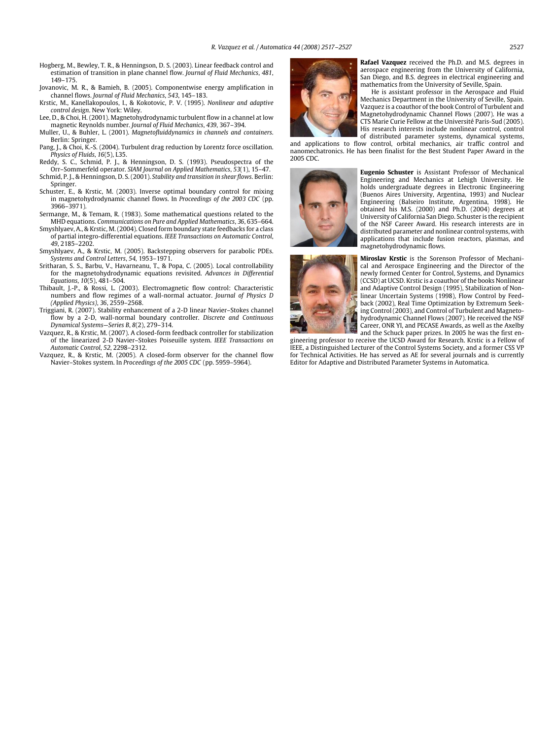Hogberg, M., Bewley, T. R., & Henningson, D. S. (2003). Linear feedback control and estimation of transition in plane channel flow. *Journal of Fluid Mechanics*, *481*, 149–175.

Jovanovic, M. R., & Bamieh, B. (2005). Componentwise energy amplification in channel flows. *Journal of Fluid Mechanics*, *543*, 145–183.

Krstic, M., Kanellakopoulos, I., & Kokotovic, P. V. (1995). *Nonlinear and adaptive control design*. New York: Wiley.

Lee, D., & Choi, H. (2001). Magnetohydrodynamic turbulent flow in a channel at low magnetic Reynolds number. *Journal of Fluid Mechanics*, *439*, 367–394.

Muller, U., & Buhler, L. (2001). *Magnetofluiddynamics in channels and containers*. Berlin: Springer.

Pang, J., & Choi, K.-S. (2004). Turbulent drag reduction by Lorentz force oscillation. *Physics of Fluids*, *16*(5), L35.

Reddy, S. C., Schmid, P. J., & Henningson, D. S. (1993). Pseudospectra of the Orr–Sommerfeld operator. *SIAM Journal on Applied Mathematics*, *53*(1), 15–47.

Schmid, P. J., & Henningson, D. S. (2001). *Stability and transition in shear flows*. Berlin: Springer.

Schuster, E., & Krstic, M. (2003). Inverse optimal boundary control for mixing in magnetohydrodynamic channel flows. In *Proceedings of the 2003 CDC* (pp. 3966–3971).

Sermange, M., & Temam, R. (1983). Some mathematical questions related to the MHD equations. *Communications on Pure and Applied Mathematics*, *36*, 635–664.

Smyshlyaev, A., & Krstic, M. (2004). Closed form boundary state feedbacks for a class of partial integro-differential equations. *IEEE Transactions on Automatic Control*, *49*, 2185–2202.

Smyshlyaev, A., & Krstic, M. (2005). Backstepping observers for parabolic PDEs. *Systems and Control Letters*, *54*, 1953–1971.

Sritharan, S. S., Barbu, V., Havarneanu, T., & Popa, C. (2005). Local controllability for the magnetohydrodynamic equations revisited. *Advances in Differential Equations*, *10*(5), 481–504.

Thibault, J.-P., & Rossi, L. (2003). Electromagnetic flow control: Characteristic numbers and flow regimes of a wall-normal actuator. *Journal of Physics D (Applied Physics)*, *36*, 2559–2568.

Triggiani, R. (2007). Stability enhancement of a 2-D linear Navier–Stokes channel flow by a 2-D, wall-normal boundary controller. *Discrete and Continuous Dynamical Systems—Series B*, *8*(2), 279–314.

Vazquez, R., & Krstic, M. (2007). A closed-form feedback controller for stabilization of the linearized 2-D Navier–Stokes Poiseuille system. *IEEE Transactions on Automatic Control*, *52*, 2298–2312.

Vazquez, R., & Krstic, M. (2005). A closed-form observer for the channel flow Navier–Stokes system. In *Proceedings of the 2005 CDC* (pp. 5959–5964).

**Rafael Vazquez** received the Ph.D. and M.S. degrees in aerospace engineering from the University of California, San Diego, and B.S. degrees in electrical engineering and mathematics from the University of Seville, Spain.

He is assistant professor in the Aerospace and Fluid Mechanics Department in the University of Seville, Spain. Vazquez is a coauthor of the book Control of Turbulent and Magnetohydrodynamic Channel Flows (2007). He was a CTS Marie Curie Fellow at the Université Paris-Sud (2005). His research interests include nonlinear control, control of distributed parameter systems, dynamical systems, and applications to flow control, orbital mechanics, air traffic control and nanomechatronics. He has been finalist for the Best Student Paper Award in the 2005 CDC.

**Eugenio Schuster** is Assistant Professor of Mechanical Engineering and Mechanics at Lehigh University. He holds undergraduate degrees in Electronic Engineering (Buenos Aires University, Argentina, 1993) and Nuclear Engineering (Balseiro Institute, Argentina, 1998). He obtained his M.S. (2000) and Ph.D. (2004) degrees at University of California San Diego. Schuster is the recipient of the NSF Career Award. His research interests are in distributed parameter and nonlinear control systems, with applications that include fusion reactors, plasmas, and magnetohydrodynamic flows.

**Miroslav Krstic** is the Sorenson Professor of Mechanical and Aerospace Engineering and the Director of the newly formed Center for Control, Systems, and Dynamics (CCSD) at UCSD. Krstic is a coauthor of the books Nonlinear and Adaptive Control Design (1995), Stabilization of Nonlinear Uncertain Systems (1998), Flow Control by Feedback (2002), Real Time Optimization by Extremum Seeking Control (2003), and Control of Turbulent and Magnetohydrodynamic Channel Flows (2007). He received the NSF Career, ONR YI, and PECASE Awards, as well as the Axelby and the Schuck paper prizes. In 2005 he was the first engineering professor to receive the UCSD Award for Research. Krstic is a Fellow of IEEE, a Distinguished Lecturer of the Control Systems Society, and a former CSS VP for Technical Activities. He has served as AE for several journals and is currently Editor for Adaptive and Distributed Parameter Systems in Automatica.